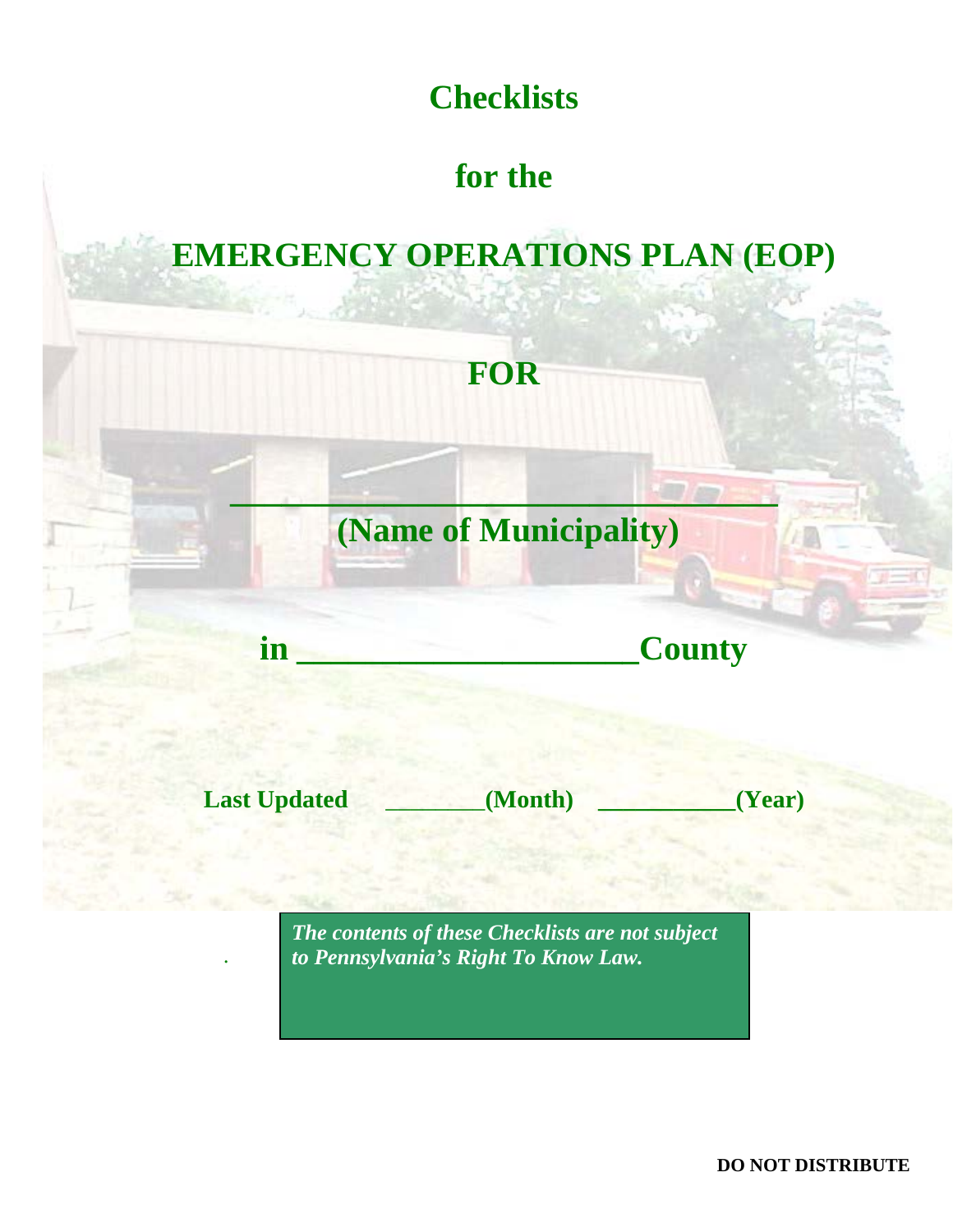# Checklists

# for the

# EMERGENCY OPERATIONS PLAN (EOP)

# FOR

**___________________________________**

# (Name of Municipality)

# in ____________________County

**Last Updated** ________**(Month)** ___________**(Year)**

***The contents of these Checklists are not subject to Pennsylvania's Right To Know Law.***

**DO NOT DISTRIBUTE**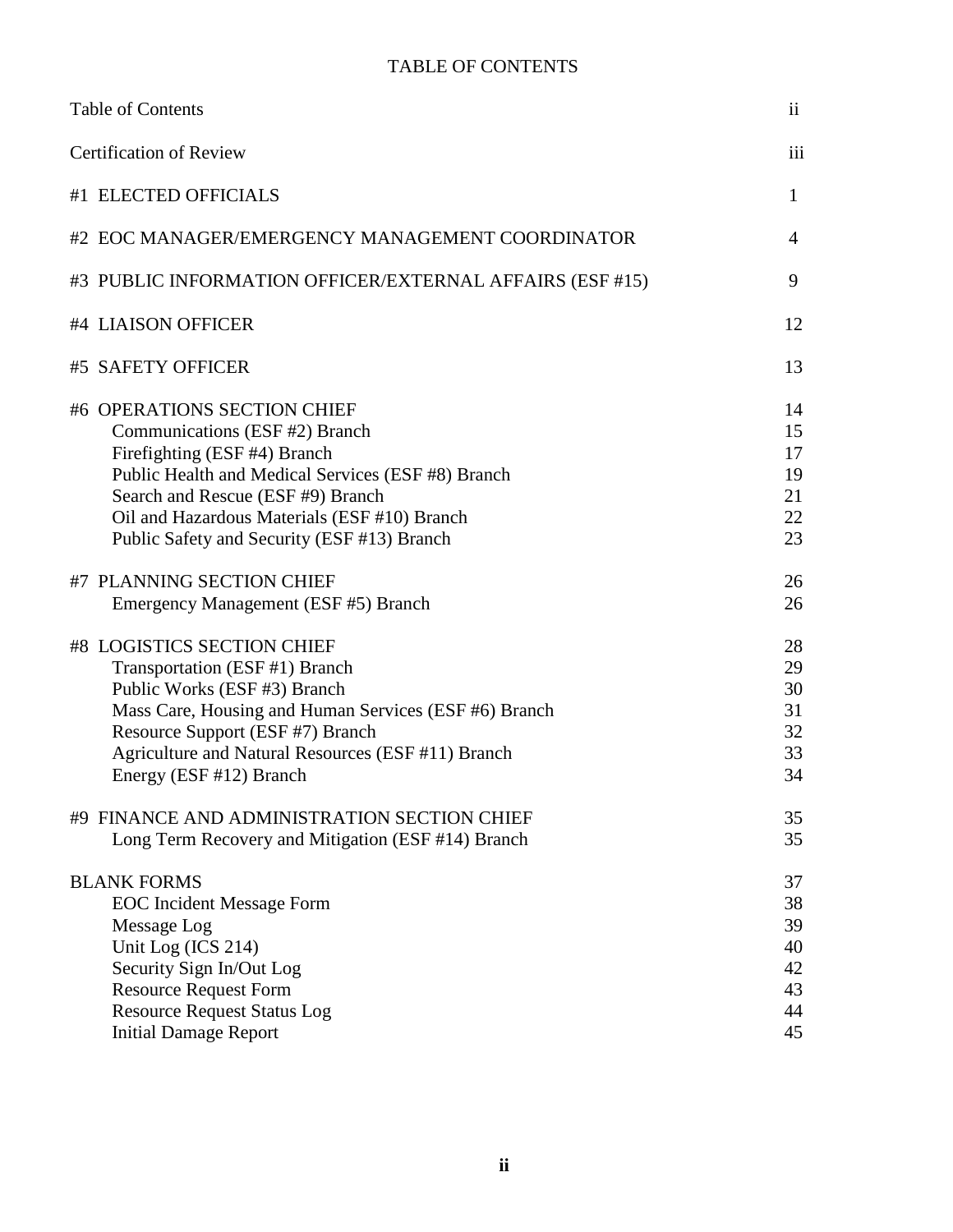# TABLE OF CONTENTS

| | |
|---|---|
| Table of Contents | ii |
| Certification of Review | iii |
| #1 ELECTED OFFICIALS | 1 |
| #2 EOC MANAGER/EMERGENCY MANAGEMENT COORDINATOR | 4 |
| #3 PUBLIC INFORMATION OFFICER/EXTERNAL AFFAIRS (ESF #15) | 9 |
| #4 LIAISON OFFICER | 12 |
| #5 SAFETY OFFICER | 13 |
| #6 OPERATIONS SECTION CHIEF | 14 |
| Communications (ESF #2) Branch | 15 |
| Firefighting (ESF #4) Branch | 17 |
| Public Health and Medical Services (ESF #8) Branch | 19 |
| Search and Rescue (ESF #9) Branch | 21 |
| Oil and Hazardous Materials (ESF #10) Branch | 22 |
| Public Safety and Security (ESF #13) Branch | 23 |
| #7 PLANNING SECTION CHIEF | 26 |
| Emergency Management (ESF #5) Branch | 26 |
| #8 LOGISTICS SECTION CHIEF | 28 |
| Transportation (ESF #1) Branch | 29 |
| Public Works (ESF #3) Branch | 30 |
| Mass Care, Housing and Human Services (ESF #6) Branch | 31 |
| Resource Support (ESF #7) Branch | 32 |
| Agriculture and Natural Resources (ESF #11) Branch | 33 |
| Energy (ESF #12) Branch | 34 |
| #9 FINANCE AND ADMINISTRATION SECTION CHIEF | 35 |
| Long Term Recovery and Mitigation (ESF #14) Branch | 35 |
| BLANK FORMS | 37 |
| EOC Incident Message Form | 38 |
| Message Log | 39 |
| Unit Log (ICS 214) | 40 |
| Security Sign In/Out Log | 42 |
| Resource Request Form | 43 |
| Resource Request Status Log | 44 |
| Initial Damage Report | 45 |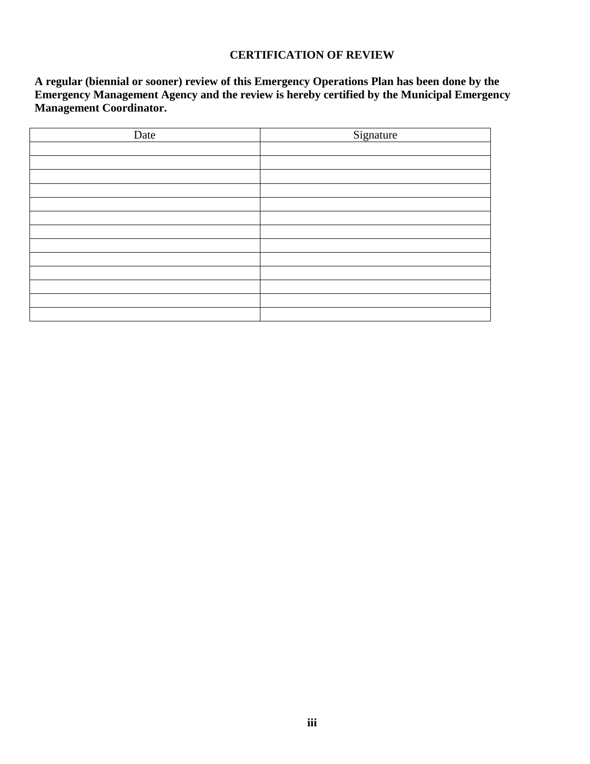# CERTIFICATION OF REVIEW

**A regular (biennial or sooner) review of this Emergency Operations Plan has been done by the Emergency Management Agency and the review is hereby certified by the Municipal Emergency Management Coordinator.**

| Date | Signature |
|---|---|
| | |
| | |
| | |
| | |
| | |
| | |
| | |
| | |
| | |
| | |
| | |
| | |
| | |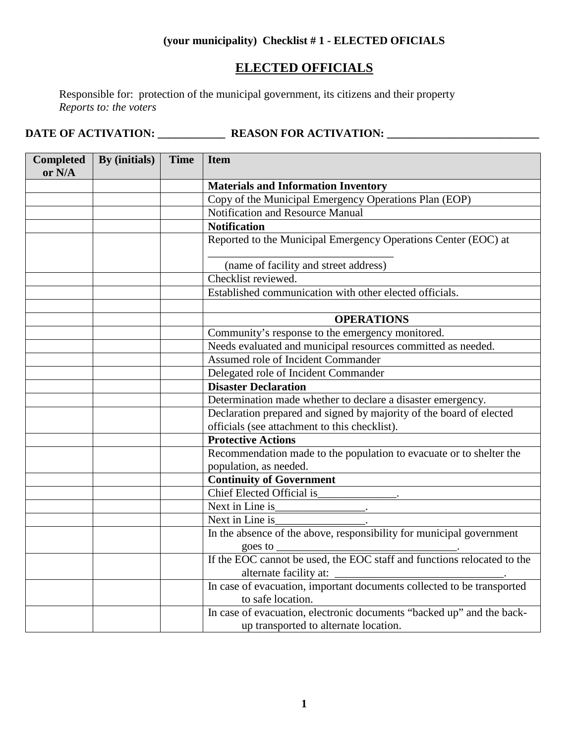**(your municipality) Checklist # 1 - ELECTED OFICIALS**

# ELECTED OFFICIALS

Responsible for: protection of the municipal government, its citizens and their property
*Reports to: the voters*

**DATE OF ACTIVATION: ____________ REASON FOR ACTIVATION: ___________________________**

| Completed or N/A | By (initials) | Time | Item |
|---|---|---|---|
| | | | **Materials and Information Inventory** |
| | | | Copy of the Municipal Emergency Operations Plan (EOP) |
| | | | Notification and Resource Manual |
| | | | **Notification** |
| | | | Reported to the Municipal Emergency Operations Center (EOC) at _________________________________ (name of facility and street address) |
| | | | Checklist reviewed. |
| | | | Established communication with other elected officials. |
| | | | |
| | | | **OPERATIONS** |
| | | | Community's response to the emergency monitored. |
| | | | Needs evaluated and municipal resources committed as needed. |
| | | | Assumed role of Incident Commander |
| | | | Delegated role of Incident Commander |
| | | | **Disaster Declaration** |
| | | | Determination made whether to declare a disaster emergency. |
| | | | Declaration prepared and signed by majority of the board of elected officials (see attachment to this checklist). |
| | | | **Protective Actions** |
| | | | Recommendation made to the population to evacuate or to shelter the population, as needed. |
| | | | **Continuity of Government** |
| | | | Chief Elected Official is______________. |
| | | | Next in Line is________________. |
| | | | Next in Line is________________. |
| | | | In the absence of the above, responsibility for municipal government goes to _________________________________. |
| | | | If the EOC cannot be used, the EOC staff and functions relocated to the alternate facility at: ______________________________. |
| | | | In case of evacuation, important documents collected to be transported to safe location. |
| | | | In case of evacuation, electronic documents "backed up" and the back-up transported to alternate location. |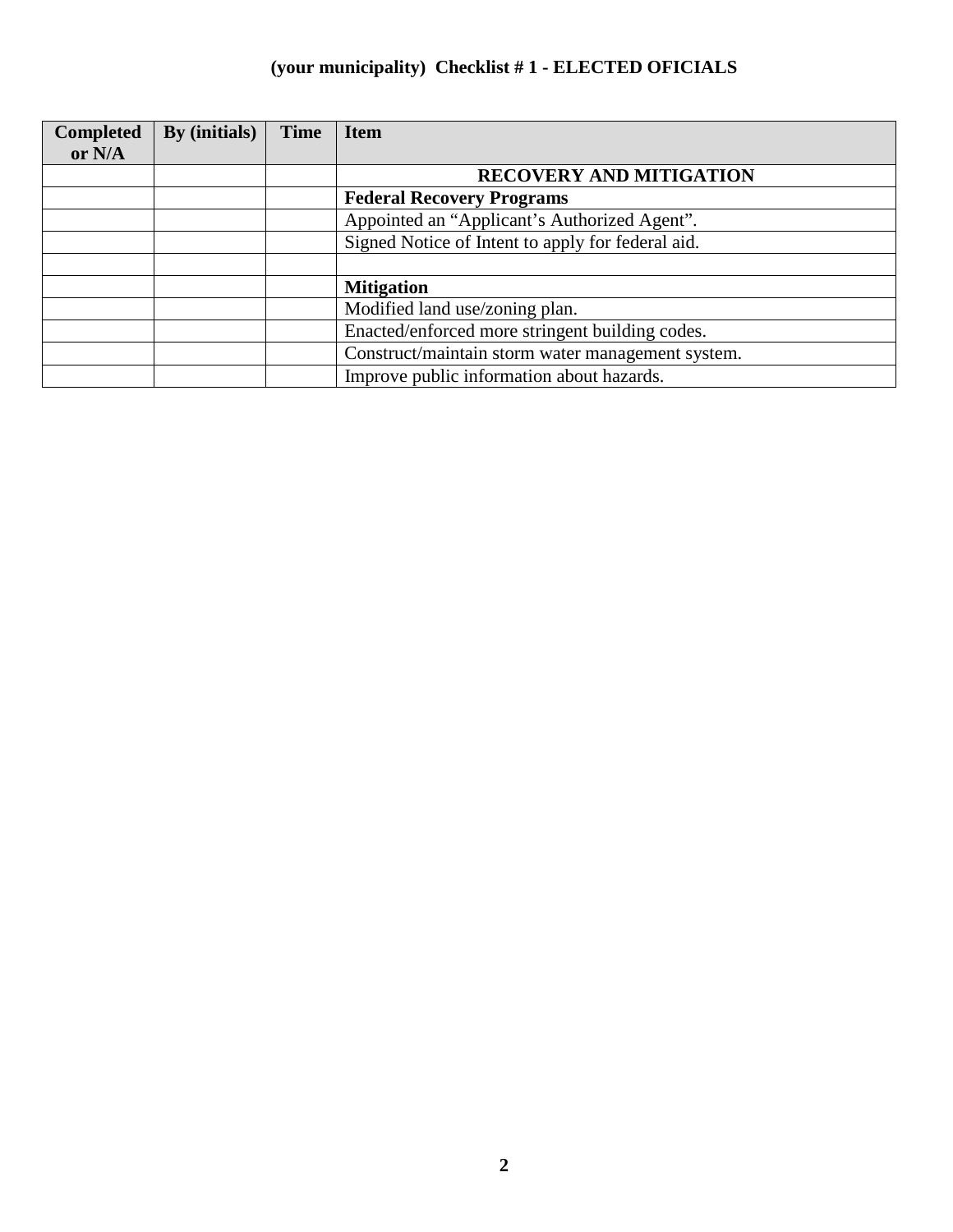# (your municipality) Checklist # 1 - ELECTED OFICIALS

| Completed or N/A | By (initials) | Time | Item |
|---|---|---|---|
| | | | **RECOVERY AND MITIGATION** |
| | | | **Federal Recovery Programs** |
| | | | Appointed an "Applicant's Authorized Agent". |
| | | | Signed Notice of Intent to apply for federal aid. |
| | | | |
| | | | **Mitigation** |
| | | | Modified land use/zoning plan. |
| | | | Enacted/enforced more stringent building codes. |
| | | | Construct/maintain storm water management system. |
| | | | Improve public information about hazards. |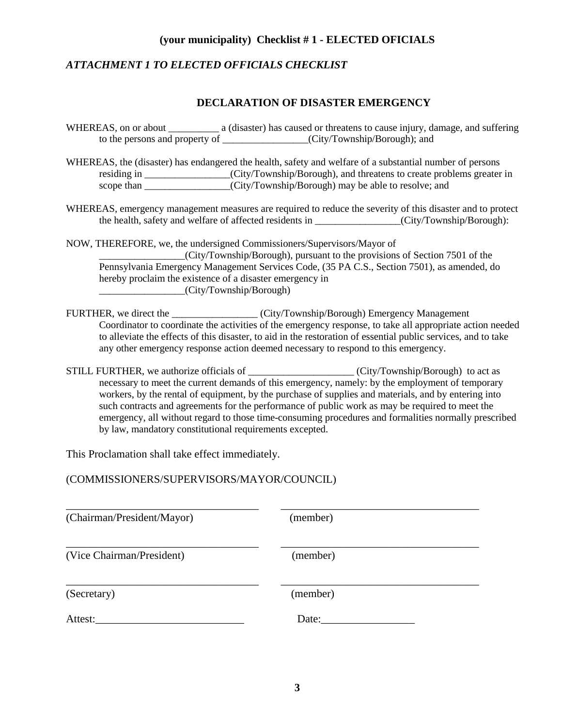**(your municipality) Checklist # 1 - ELECTED OFICIALS**

*ATTACHMENT 1 TO ELECTED OFFICIALS CHECKLIST*

## DECLARATION OF DISASTER EMERGENCY

WHEREAS, on or about __________ a (disaster) has caused or threatens to cause injury, damage, and suffering to the persons and property of _________________(City/Township/Borough); and

WHEREAS, the (disaster) has endangered the health, safety and welfare of a substantial number of persons residing in _________________(City/Township/Borough), and threatens to create problems greater in scope than _________________(City/Township/Borough) may be able to resolve; and

WHEREAS, emergency management measures are required to reduce the severity of this disaster and to protect the health, safety and welfare of affected residents in _________________(City/Township/Borough):

NOW, THEREFORE, we, the undersigned Commissioners/Supervisors/Mayor of _________________(City/Township/Borough), pursuant to the provisions of Section 7501 of the Pennsylvania Emergency Management Services Code, (35 PA C.S., Section 7501), as amended, do hereby proclaim the existence of a disaster emergency in _________________(City/Township/Borough)

FURTHER, we direct the _________________ (City/Township/Borough) Emergency Management Coordinator to coordinate the activities of the emergency response, to take all appropriate action needed to alleviate the effects of this disaster, to aid in the restoration of essential public services, and to take any other emergency response action deemed necessary to respond to this emergency.

STILL FURTHER, we authorize officials of _____________________ (City/Township/Borough) to act as necessary to meet the current demands of this emergency, namely: by the employment of temporary workers, by the rental of equipment, by the purchase of supplies and materials, and by entering into such contracts and agreements for the performance of public work as may be required to meet the emergency, all without regard to those time-consuming procedures and formalities normally prescribed by law, mandatory constitutional requirements excepted.

This Proclamation shall take effect immediately.

(COMMISSIONERS/SUPERVISORS/MAYOR/COUNCIL)

_____________________________________ _____________________________________
(Chairman/President/Mayor) (member)

_____________________________________ _____________________________________
(Vice Chairman/President) (member)

_____________________________________ _____________________________________
(Secretary) (member)

Attest:___________________________ Date:_________________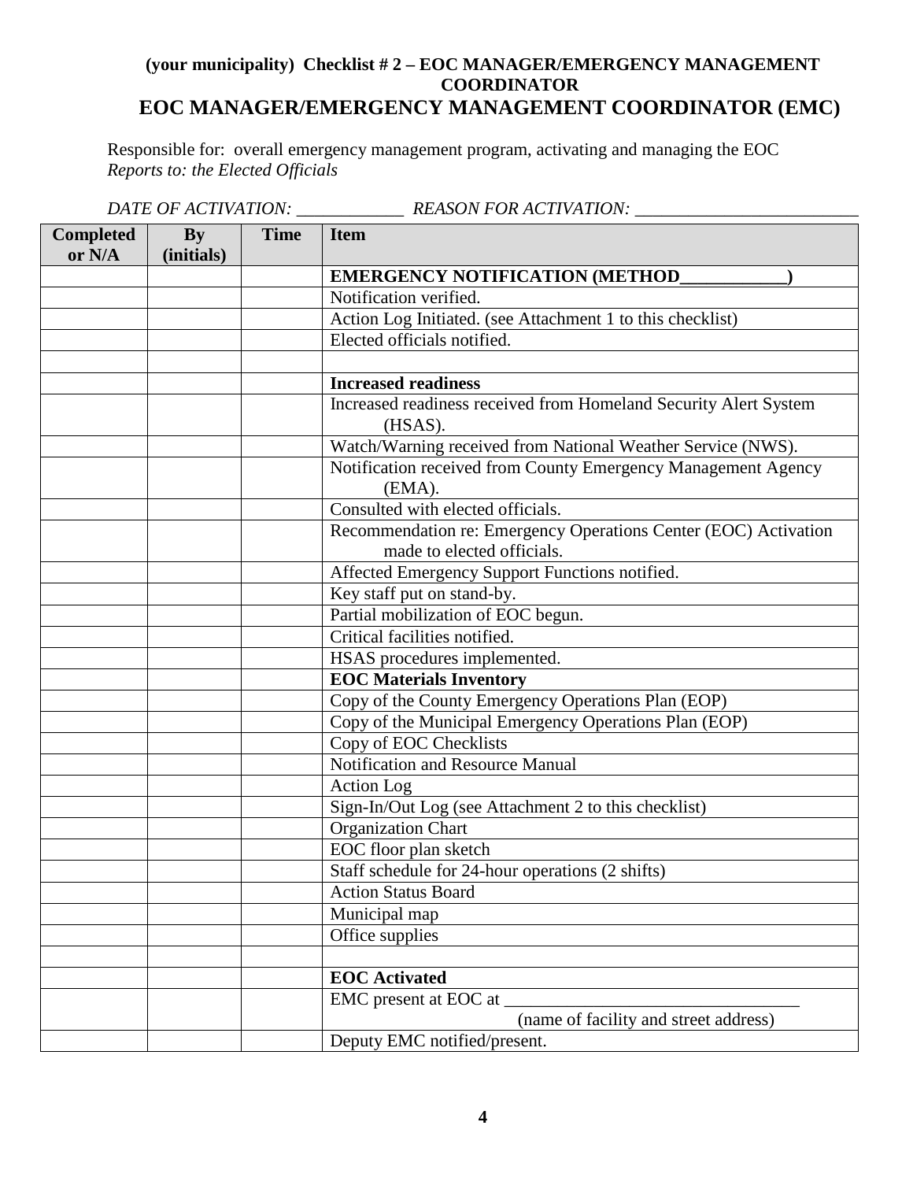**(your municipality) Checklist # 2 – EOC MANAGER/EMERGENCY MANAGEMENT COORDINATOR**

# EOC MANAGER/EMERGENCY MANAGEMENT COORDINATOR (EMC)

Responsible for: overall emergency management program, activating and managing the EOC
*Reports to: the Elected Officials*

*DATE OF ACTIVATION:* ____________ *REASON FOR ACTIVATION:* _________________________

| Completed or N/A | By (initials) | Time | Item |
|---|---|---|---|
| | | | **EMERGENCY NOTIFICATION (METHOD____________)** |
| | | | Notification verified. |
| | | | Action Log Initiated. (see Attachment 1 to this checklist) |
| | | | Elected officials notified. |
| | | | |
| | | | **Increased readiness** |
| | | | Increased readiness received from Homeland Security Alert System (HSAS). |
| | | | Watch/Warning received from National Weather Service (NWS). |
| | | | Notification received from County Emergency Management Agency (EMA). |
| | | | Consulted with elected officials. |
| | | | Recommendation re: Emergency Operations Center (EOC) Activation made to elected officials. |
| | | | Affected Emergency Support Functions notified. |
| | | | Key staff put on stand-by. |
| | | | Partial mobilization of EOC begun. |
| | | | Critical facilities notified. |
| | | | HSAS procedures implemented. |
| | | | **EOC Materials Inventory** |
| | | | Copy of the County Emergency Operations Plan (EOP) |
| | | | Copy of the Municipal Emergency Operations Plan (EOP) |
| | | | Copy of EOC Checklists |
| | | | Notification and Resource Manual |
| | | | Action Log |
| | | | Sign-In/Out Log (see Attachment 2 to this checklist) |
| | | | Organization Chart |
| | | | EOC floor plan sketch |
| | | | Staff schedule for 24-hour operations (2 shifts) |
| | | | Action Status Board |
| | | | Municipal map |
| | | | Office supplies |
| | | | |
| | | | **EOC Activated** |
| | | | EMC present at EOC at ___________________________________ (name of facility and street address) |
| | | | Deputy EMC notified/present. |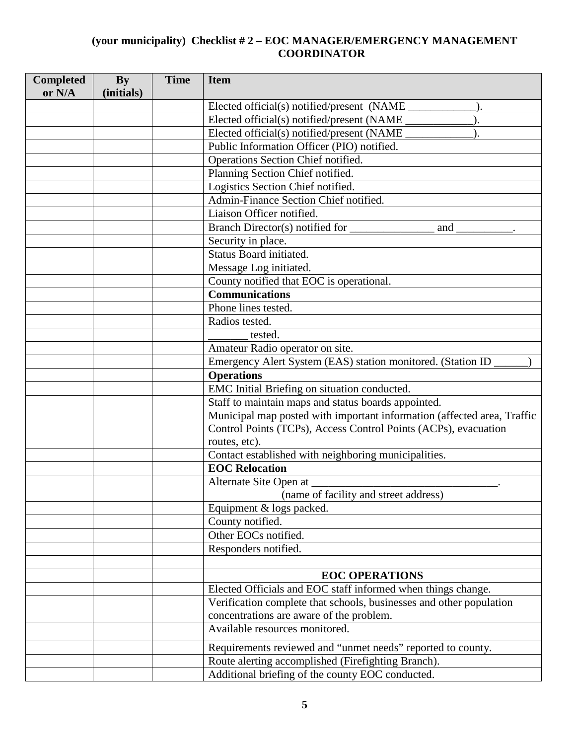## (your municipality) Checklist # 2 – EOC MANAGER/EMERGENCY MANAGEMENT COORDINATOR

| Completed or N/A | By (initials) | Time | Item |
|---|---|---|---|
| | | | Elected official(s) notified/present (NAME ____________). |
| | | | Elected official(s) notified/present (NAME ____________). |
| | | | Elected official(s) notified/present (NAME ____________). |
| | | | Public Information Officer (PIO) notified. |
| | | | Operations Section Chief notified. |
| | | | Planning Section Chief notified. |
| | | | Logistics Section Chief notified. |
| | | | Admin-Finance Section Chief notified. |
| | | | Liaison Officer notified. |
| | | | Branch Director(s) notified for _______________ and __________. |
| | | | Security in place. |
| | | | Status Board initiated. |
| | | | Message Log initiated. |
| | | | County notified that EOC is operational. |
| | | | **Communications** |
| | | | Phone lines tested. |
| | | | Radios tested. |
| | | | _______ tested. |
| | | | Amateur Radio operator on site. |
| | | | Emergency Alert System (EAS) station monitored. (Station ID ______) |
| | | | **Operations** |
| | | | EMC Initial Briefing on situation conducted. |
| | | | Staff to maintain maps and status boards appointed. |
| | | | Municipal map posted with important information (affected area, Traffic Control Points (TCPs), Access Control Points (ACPs), evacuation routes, etc). |
| | | | Contact established with neighboring municipalities. |
| | | | **EOC Relocation** |
| | | | Alternate Site Open at _________________________________. (name of facility and street address) |
| | | | Equipment & logs packed. |
| | | | County notified. |
| | | | Other EOCs notified. |
| | | | Responders notified. |
| | | | |
| | | | **EOC OPERATIONS** |
| | | | Elected Officials and EOC staff informed when things change. |
| | | | Verification complete that schools, businesses and other population concentrations are aware of the problem. |
| | | | Available resources monitored. |
| | | | Requirements reviewed and "unmet needs" reported to county. |
| | | | Route alerting accomplished (Firefighting Branch). |
| | | | Additional briefing of the county EOC conducted. |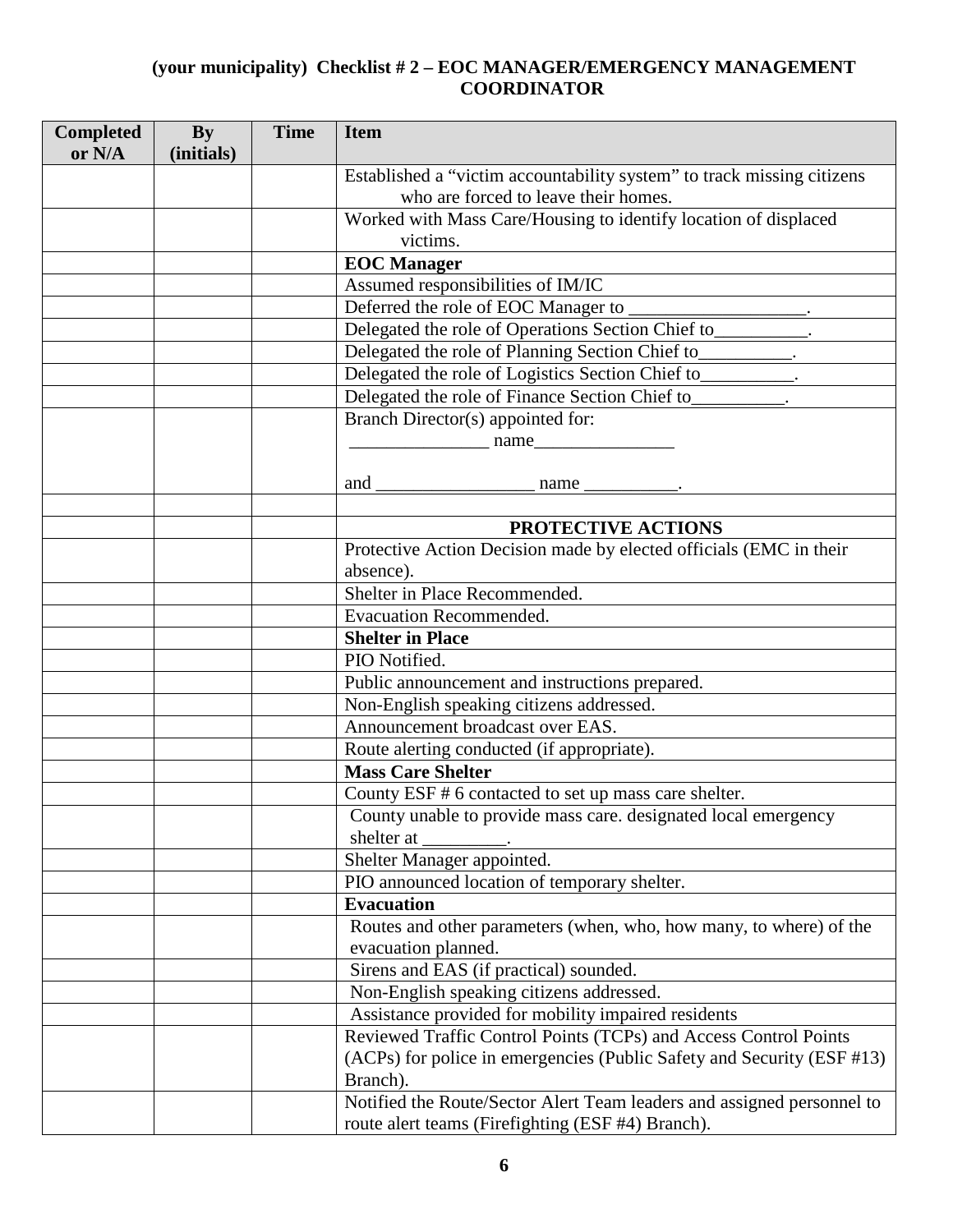## (your municipality) Checklist # 2 – EOC MANAGER/EMERGENCY MANAGEMENT COORDINATOR

| Completed or N/A | By (initials) | Time | Item |
|---|---|---|---|
| | | | Established a "victim accountability system" to track missing citizens who are forced to leave their homes. |
| | | | Worked with Mass Care/Housing to identify location of displaced victims. |
| | | | **EOC Manager** |
| | | | Assumed responsibilities of IM/IC |
| | | | Deferred the role of EOC Manager to ___________________. |
| | | | Delegated the role of Operations Section Chief to__________. |
| | | | Delegated the role of Planning Section Chief to__________. |
| | | | Delegated the role of Logistics Section Chief to__________. |
| | | | Delegated the role of Finance Section Chief to__________. |
| | | | Branch Director(s) appointed for: _______________ name_______________ and _________________ name __________. |
| | | | |
| | | | **PROTECTIVE ACTIONS** |
| | | | Protective Action Decision made by elected officials (EMC in their absence). |
| | | | Shelter in Place Recommended. |
| | | | Evacuation Recommended. |
| | | | **Shelter in Place** |
| | | | PIO Notified. |
| | | | Public announcement and instructions prepared. |
| | | | Non-English speaking citizens addressed. |
| | | | Announcement broadcast over EAS. |
| | | | Route alerting conducted (if appropriate). |
| | | | **Mass Care Shelter** |
| | | | County ESF # 6 contacted to set up mass care shelter. |
| | | | County unable to provide mass care. designated local emergency shelter at _________. |
| | | | Shelter Manager appointed. |
| | | | PIO announced location of temporary shelter. |
| | | | **Evacuation** |
| | | | Routes and other parameters (when, who, how many, to where) of the evacuation planned. |
| | | | Sirens and EAS (if practical) sounded. |
| | | | Non-English speaking citizens addressed. |
| | | | Assistance provided for mobility impaired residents |
| | | | Reviewed Traffic Control Points (TCPs) and Access Control Points (ACPs) for police in emergencies (Public Safety and Security (ESF #13) Branch). |
| | | | Notified the Route/Sector Alert Team leaders and assigned personnel to route alert teams (Firefighting (ESF #4) Branch). |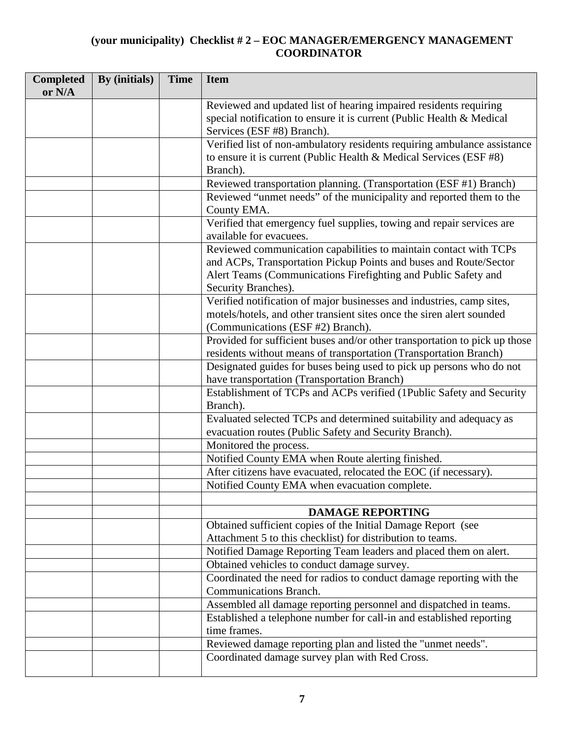**(your municipality) Checklist # 2 – EOC MANAGER/EMERGENCY MANAGEMENT COORDINATOR**

| Completed or N/A | By (initials) | Time | Item |
|---|---|---|---|
| | | | Reviewed and updated list of hearing impaired residents requiring special notification to ensure it is current (Public Health & Medical Services (ESF #8) Branch). |
| | | | Verified list of non-ambulatory residents requiring ambulance assistance to ensure it is current (Public Health & Medical Services (ESF #8) Branch). |
| | | | Reviewed transportation planning. (Transportation (ESF #1) Branch) |
| | | | Reviewed "unmet needs" of the municipality and reported them to the County EMA. |
| | | | Verified that emergency fuel supplies, towing and repair services are available for evacuees. |
| | | | Reviewed communication capabilities to maintain contact with TCPs and ACPs, Transportation Pickup Points and buses and Route/Sector Alert Teams (Communications Firefighting and Public Safety and Security Branches). |
| | | | Verified notification of major businesses and industries, camp sites, motels/hotels, and other transient sites once the siren alert sounded (Communications (ESF #2) Branch). |
| | | | Provided for sufficient buses and/or other transportation to pick up those residents without means of transportation (Transportation Branch) |
| | | | Designated guides for buses being used to pick up persons who do not have transportation (Transportation Branch) |
| | | | Establishment of TCPs and ACPs verified (1Public Safety and Security Branch). |
| | | | Evaluated selected TCPs and determined suitability and adequacy as evacuation routes (Public Safety and Security Branch). |
| | | | Monitored the process. |
| | | | Notified County EMA when Route alerting finished. |
| | | | After citizens have evacuated, relocated the EOC (if necessary). |
| | | | Notified County EMA when evacuation complete. |
| | | | |
| | | | **DAMAGE REPORTING** |
| | | | Obtained sufficient copies of the Initial Damage Report (see Attachment 5 to this checklist) for distribution to teams. |
| | | | Notified Damage Reporting Team leaders and placed them on alert. |
| | | | Obtained vehicles to conduct damage survey. |
| | | | Coordinated the need for radios to conduct damage reporting with the Communications Branch. |
| | | | Assembled all damage reporting personnel and dispatched in teams. |
| | | | Established a telephone number for call-in and established reporting time frames. |
| | | | Reviewed damage reporting plan and listed the "unmet needs". |
| | | | Coordinated damage survey plan with Red Cross. |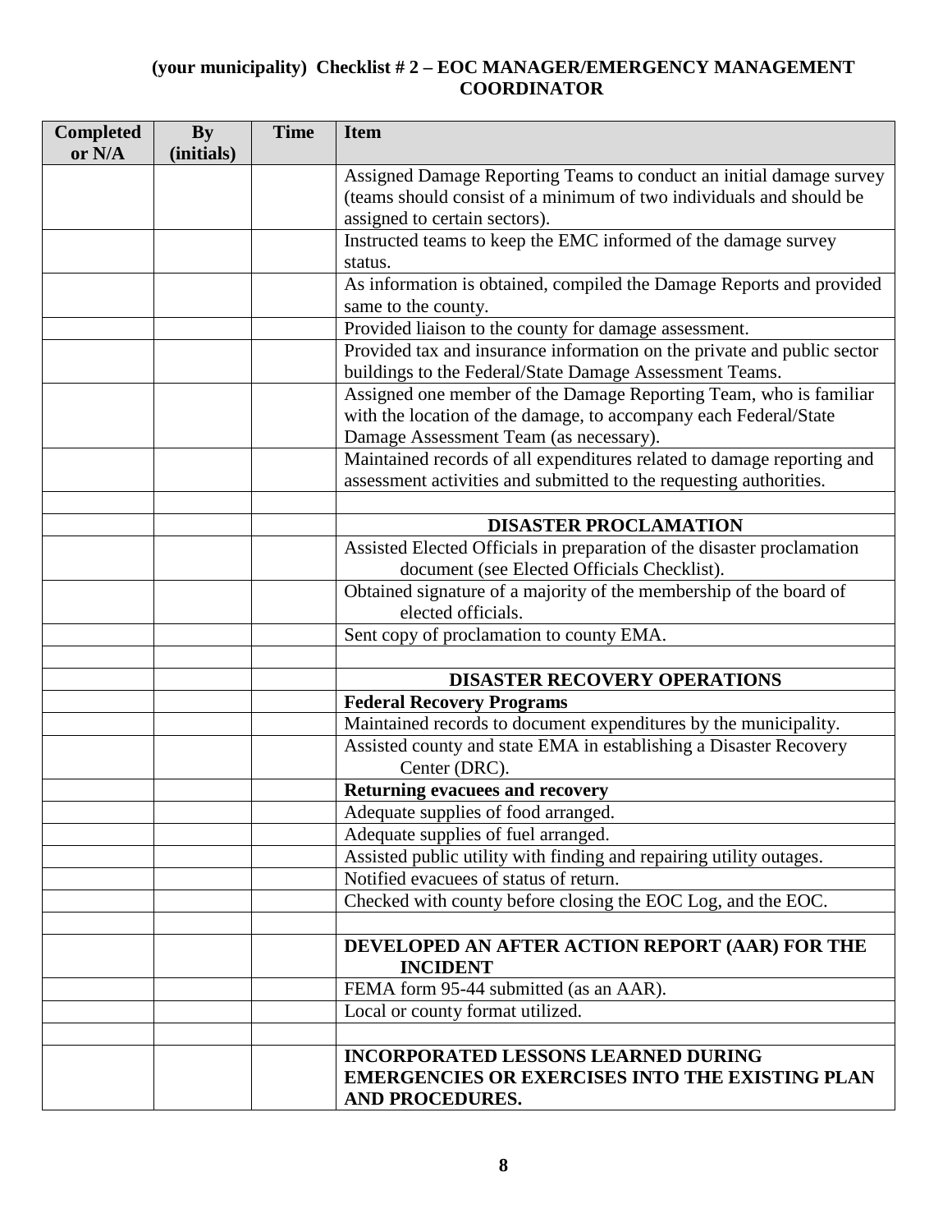# (your municipality) Checklist # 2 – EOC MANAGER/EMERGENCY MANAGEMENT COORDINATOR

| Completed or N/A | By (initials) | Time | Item |
|---|---|---|---|
| | | | Assigned Damage Reporting Teams to conduct an initial damage survey (teams should consist of a minimum of two individuals and should be assigned to certain sectors). |
| | | | Instructed teams to keep the EMC informed of the damage survey status. |
| | | | As information is obtained, compiled the Damage Reports and provided same to the county. |
| | | | Provided liaison to the county for damage assessment. |
| | | | Provided tax and insurance information on the private and public sector buildings to the Federal/State Damage Assessment Teams. |
| | | | Assigned one member of the Damage Reporting Team, who is familiar with the location of the damage, to accompany each Federal/State Damage Assessment Team (as necessary). |
| | | | Maintained records of all expenditures related to damage reporting and assessment activities and submitted to the requesting authorities. |
| | | | |
| | | | **DISASTER PROCLAMATION** |
| | | | Assisted Elected Officials in preparation of the disaster proclamation document (see Elected Officials Checklist). |
| | | | Obtained signature of a majority of the membership of the board of elected officials. |
| | | | Sent copy of proclamation to county EMA. |
| | | | |
| | | | **DISASTER RECOVERY OPERATIONS** |
| | | | **Federal Recovery Programs** |
| | | | Maintained records to document expenditures by the municipality. |
| | | | Assisted county and state EMA in establishing a Disaster Recovery Center (DRC). |
| | | | **Returning evacuees and recovery** |
| | | | Adequate supplies of food arranged. |
| | | | Adequate supplies of fuel arranged. |
| | | | Assisted public utility with finding and repairing utility outages. |
| | | | Notified evacuees of status of return. |
| | | | Checked with county before closing the EOC Log, and the EOC. |
| | | | |
| | | | **DEVELOPED AN AFTER ACTION REPORT (AAR) FOR THE INCIDENT** |
| | | | FEMA form 95-44 submitted (as an AAR). |
| | | | Local or county format utilized. |
| | | | |
| | | | **INCORPORATED LESSONS LEARNED DURING EMERGENCIES OR EXERCISES INTO THE EXISTING PLAN AND PROCEDURES.** |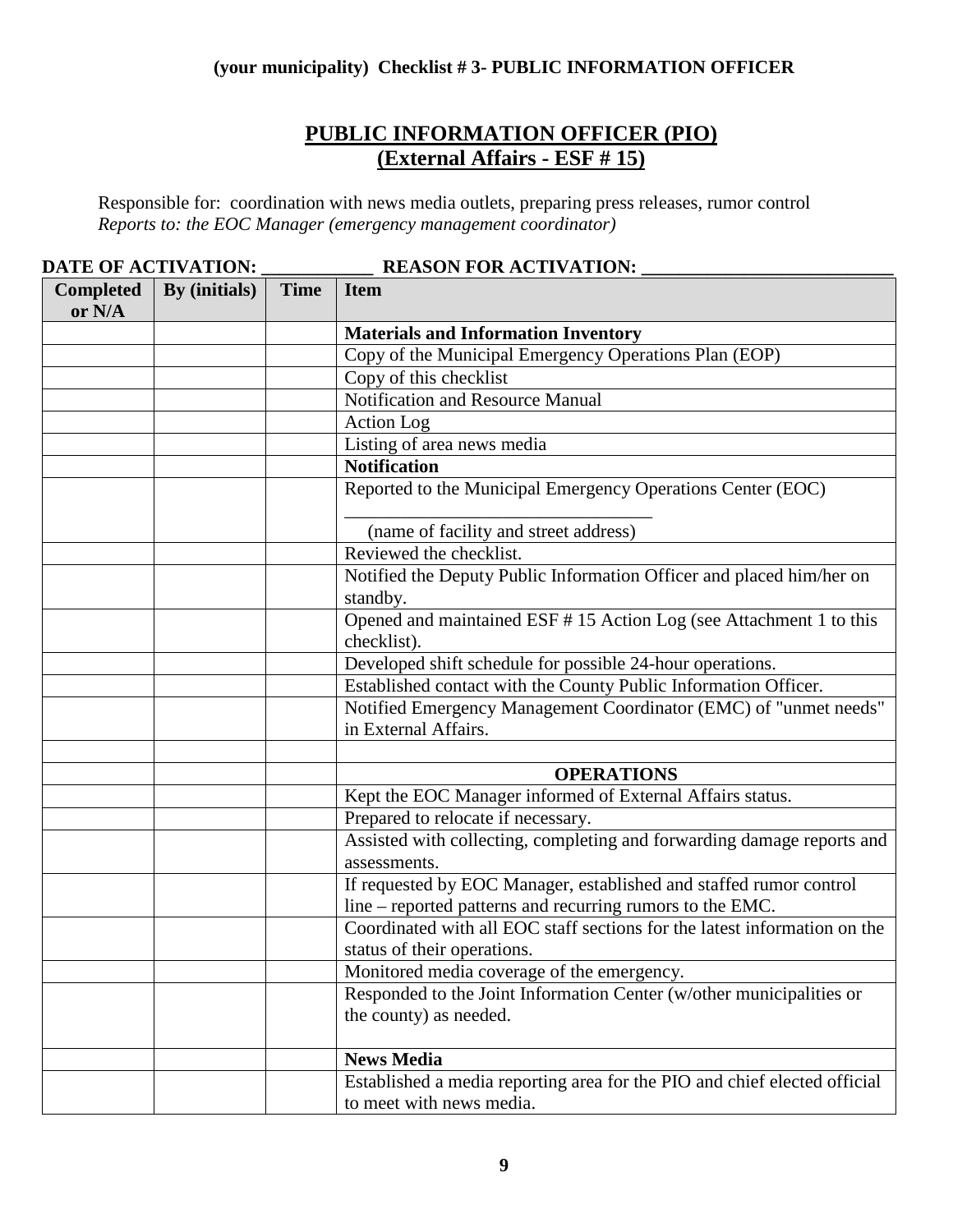**(your municipality) Checklist # 3- PUBLIC INFORMATION OFFICER**

# PUBLIC INFORMATION OFFICER (PIO)
# (External Affairs - ESF # 15)

Responsible for: coordination with news media outlets, preparing press releases, rumor control
*Reports to: the EOC Manager (emergency management coordinator)*

**DATE OF ACTIVATION: ____________ REASON FOR ACTIVATION: __________________________**

| Completed or N/A | By (initials) | Time | Item |
|---|---|---|---|
| | | | **Materials and Information Inventory** |
| | | | Copy of the Municipal Emergency Operations Plan (EOP) |
| | | | Copy of this checklist |
| | | | Notification and Resource Manual |
| | | | Action Log |
| | | | Listing of area news media |
| | | | **Notification** |
| | | | Reported to the Municipal Emergency Operations Center (EOC) __________________________________ (name of facility and street address) |
| | | | Reviewed the checklist. |
| | | | Notified the Deputy Public Information Officer and placed him/her on standby. |
| | | | Opened and maintained ESF # 15 Action Log (see Attachment 1 to this checklist). |
| | | | Developed shift schedule for possible 24-hour operations. |
| | | | Established contact with the County Public Information Officer. |
| | | | Notified Emergency Management Coordinator (EMC) of "unmet needs" in External Affairs. |
| | | | |
| | | | **OPERATIONS** |
| | | | Kept the EOC Manager informed of External Affairs status. |
| | | | Prepared to relocate if necessary. |
| | | | Assisted with collecting, completing and forwarding damage reports and assessments. |
| | | | If requested by EOC Manager, established and staffed rumor control line – reported patterns and recurring rumors to the EMC. |
| | | | Coordinated with all EOC staff sections for the latest information on the status of their operations. |
| | | | Monitored media coverage of the emergency. |
| | | | Responded to the Joint Information Center (w/other municipalities or the county) as needed. |
| | | | **News Media** |
| | | | Established a media reporting area for the PIO and chief elected official to meet with news media. |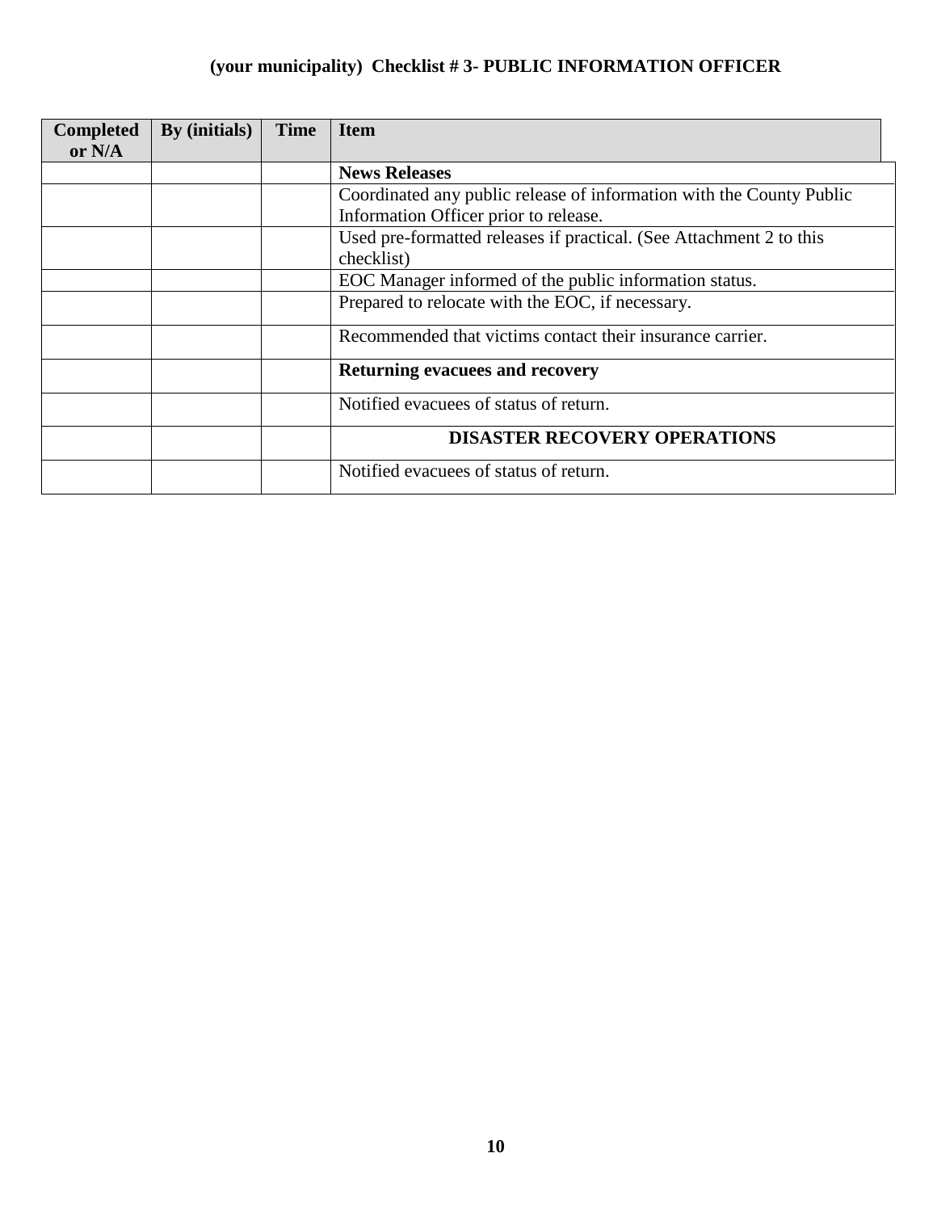## (your municipality) Checklist # 3- PUBLIC INFORMATION OFFICER

| Completed or N/A | By (initials) | Time | Item |
|---|---|---|---|
| | | | **News Releases** |
| | | | Coordinated any public release of information with the County Public Information Officer prior to release. |
| | | | Used pre-formatted releases if practical. (See Attachment 2 to this checklist) |
| | | | EOC Manager informed of the public information status. |
| | | | Prepared to relocate with the EOC, if necessary. |
| | | | Recommended that victims contact their insurance carrier. |
| | | | **Returning evacuees and recovery** |
| | | | Notified evacuees of status of return. |
| | | | **DISASTER RECOVERY OPERATIONS** |
| | | | Notified evacuees of status of return. |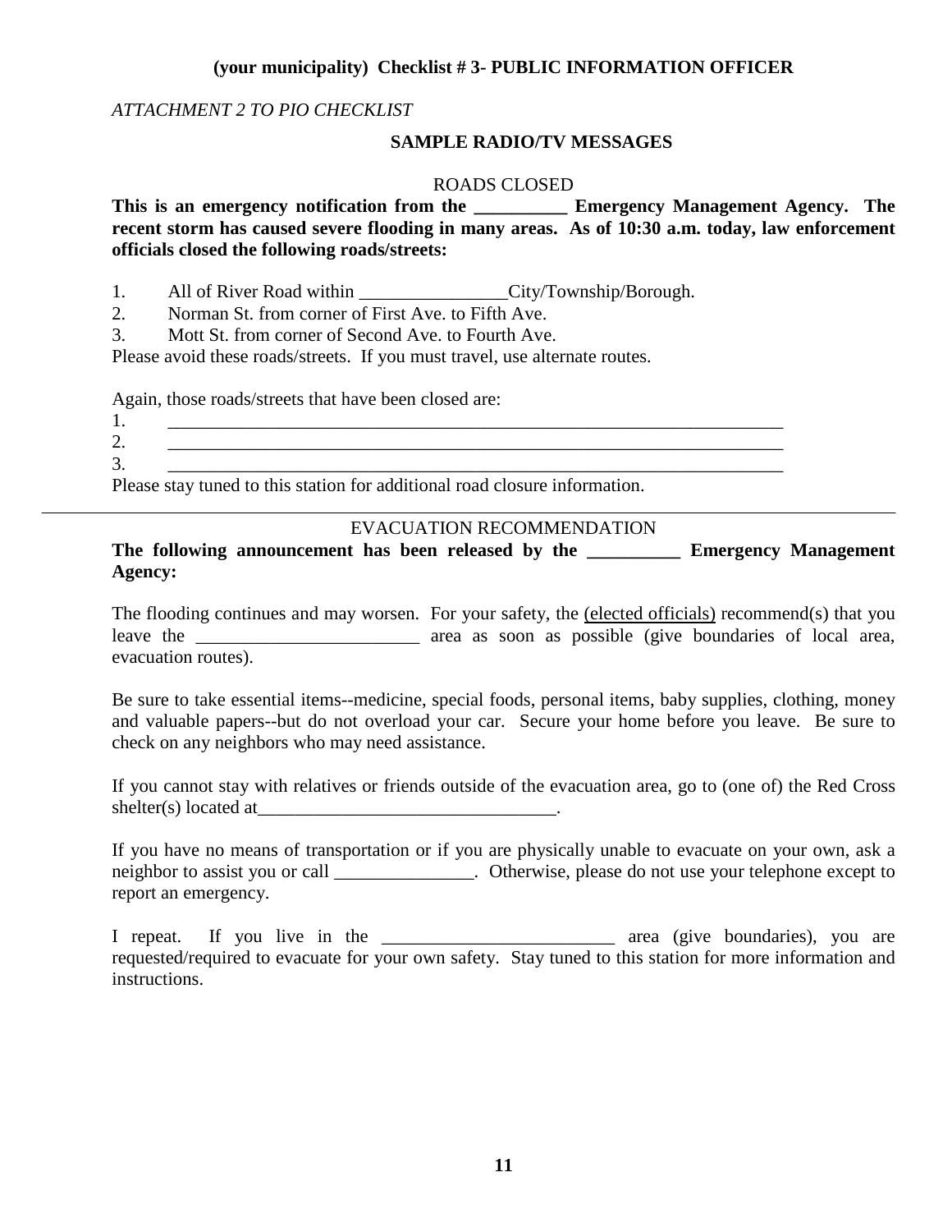**(your municipality) Checklist # 3- PUBLIC INFORMATION OFFICER**

*ATTACHMENT 2 TO PIO CHECKLIST*

## SAMPLE RADIO/TV MESSAGES

### ROADS CLOSED

**This is an emergency notification from the __________ Emergency Management Agency. The recent storm has caused severe flooding in many areas. As of 10:30 a.m. today, law enforcement officials closed the following roads/streets:**

1. All of River Road within ________________City/Township/Borough.
2. Norman St. from corner of First Ave. to Fifth Ave.
3. Mott St. from corner of Second Ave. to Fourth Ave.

Please avoid these roads/streets. If you must travel, use alternate routes.

Again, those roads/streets that have been closed are:

1. ______________________________________________________________________
2. ______________________________________________________________________
3. ______________________________________________________________________

Please stay tuned to this station for additional road closure information.

---

### EVACUATION RECOMMENDATION

**The following announcement has been released by the __________ Emergency Management Agency:**

The flooding continues and may worsen. For your safety, the (elected officials) recommend(s) that you leave the ________________________ area as soon as possible (give boundaries of local area, evacuation routes).

Be sure to take essential items--medicine, special foods, personal items, baby supplies, clothing, money and valuable papers--but do not overload your car. Secure your home before you leave. Be sure to check on any neighbors who may need assistance.

If you cannot stay with relatives or friends outside of the evacuation area, go to (one of) the Red Cross shelter(s) located at________________________________.

If you have no means of transportation or if you are physically unable to evacuate on your own, ask a neighbor to assist you or call _______________. Otherwise, please do not use your telephone except to report an emergency.

I repeat. If you live in the _________________________ area (give boundaries), you are requested/required to evacuate for your own safety. Stay tuned to this station for more information and instructions.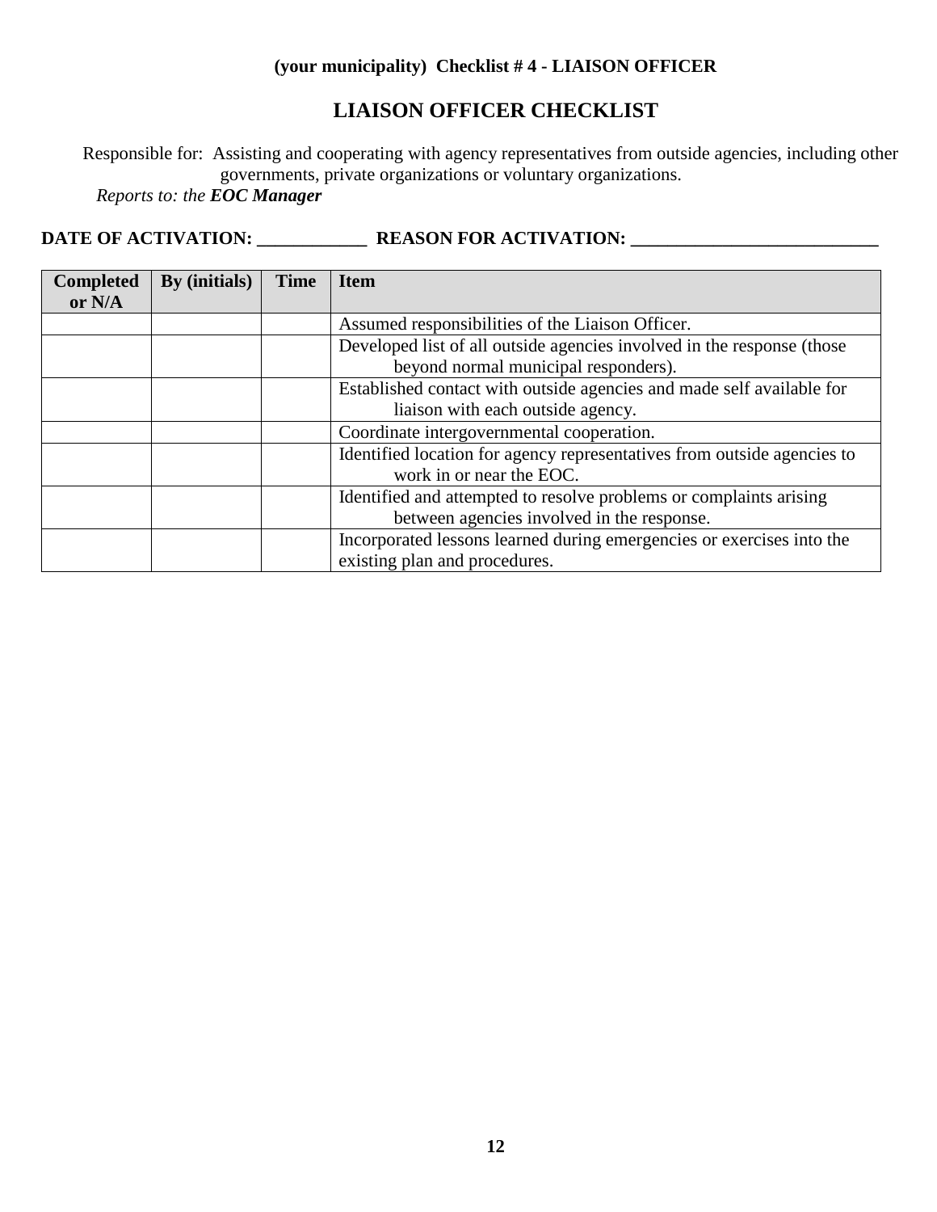**(your municipality) Checklist # 4 - LIAISON OFFICER**

# LIAISON OFFICER CHECKLIST

Responsible for: Assisting and cooperating with agency representatives from outside agencies, including other governments, private organizations or voluntary organizations.

*Reports to: the **EOC Manager***

**DATE OF ACTIVATION: ____________ REASON FOR ACTIVATION: ___________________________**

| Completed or N/A | By (initials) | Time | Item |
|---|---|---|---|
| | | | Assumed responsibilities of the Liaison Officer. |
| | | | Developed list of all outside agencies involved in the response (those beyond normal municipal responders). |
| | | | Established contact with outside agencies and made self available for liaison with each outside agency. |
| | | | Coordinate intergovernmental cooperation. |
| | | | Identified location for agency representatives from outside agencies to work in or near the EOC. |
| | | | Identified and attempted to resolve problems or complaints arising between agencies involved in the response. |
| | | | Incorporated lessons learned during emergencies or exercises into the existing plan and procedures. |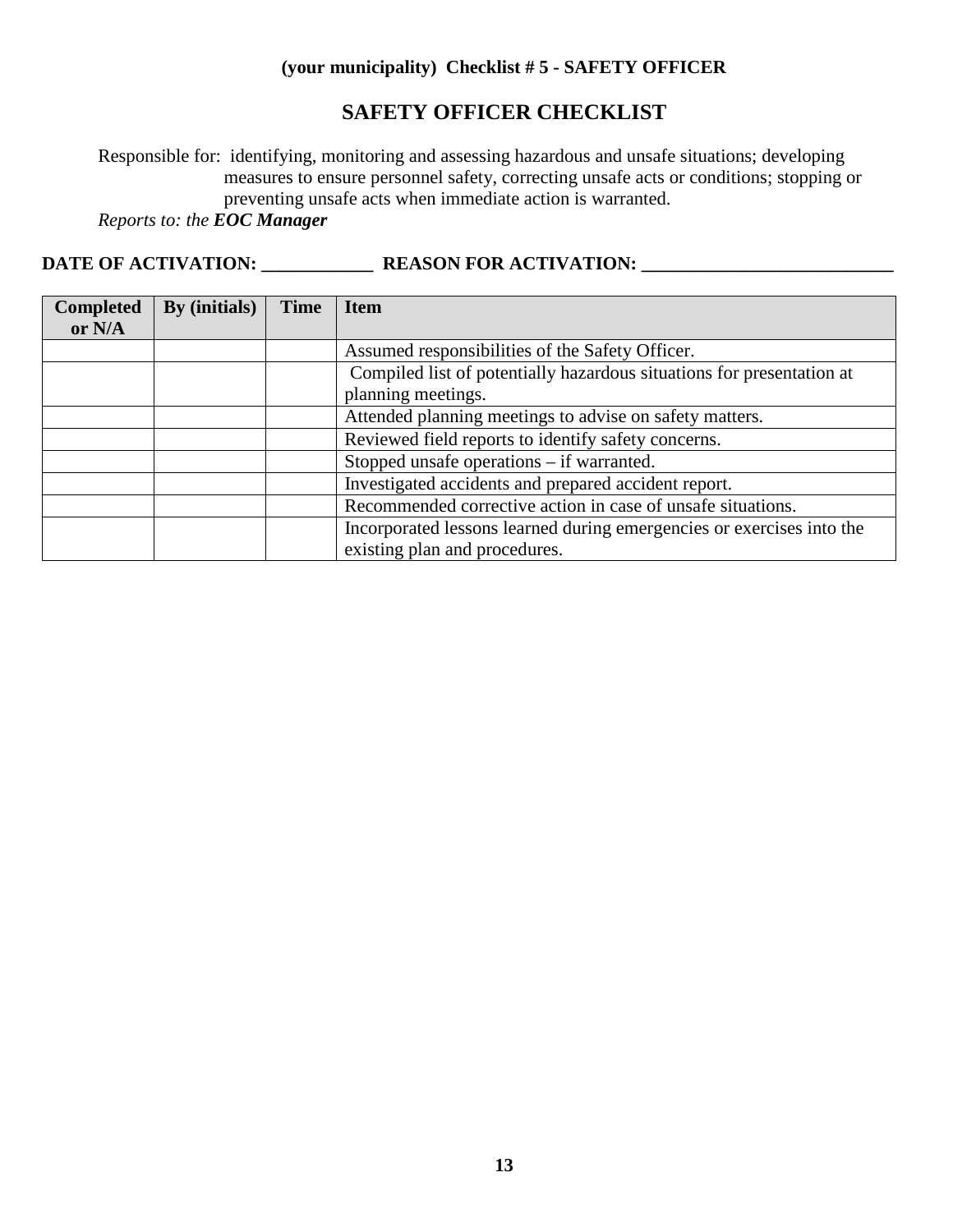**(your municipality) Checklist # 5 - SAFETY OFFICER**

# SAFETY OFFICER CHECKLIST

Responsible for: identifying, monitoring and assessing hazardous and unsafe situations; developing measures to ensure personnel safety, correcting unsafe acts or conditions; stopping or preventing unsafe acts when immediate action is warranted.

*Reports to: the **EOC Manager***

**DATE OF ACTIVATION: ____________ REASON FOR ACTIVATION: ___________________________**

| Completed or N/A | By (initials) | Time | Item |
|---|---|---|---|
| | | | Assumed responsibilities of the Safety Officer. |
| | | | Compiled list of potentially hazardous situations for presentation at planning meetings. |
| | | | Attended planning meetings to advise on safety matters. |
| | | | Reviewed field reports to identify safety concerns. |
| | | | Stopped unsafe operations – if warranted. |
| | | | Investigated accidents and prepared accident report. |
| | | | Recommended corrective action in case of unsafe situations. |
| | | | Incorporated lessons learned during emergencies or exercises into the existing plan and procedures. |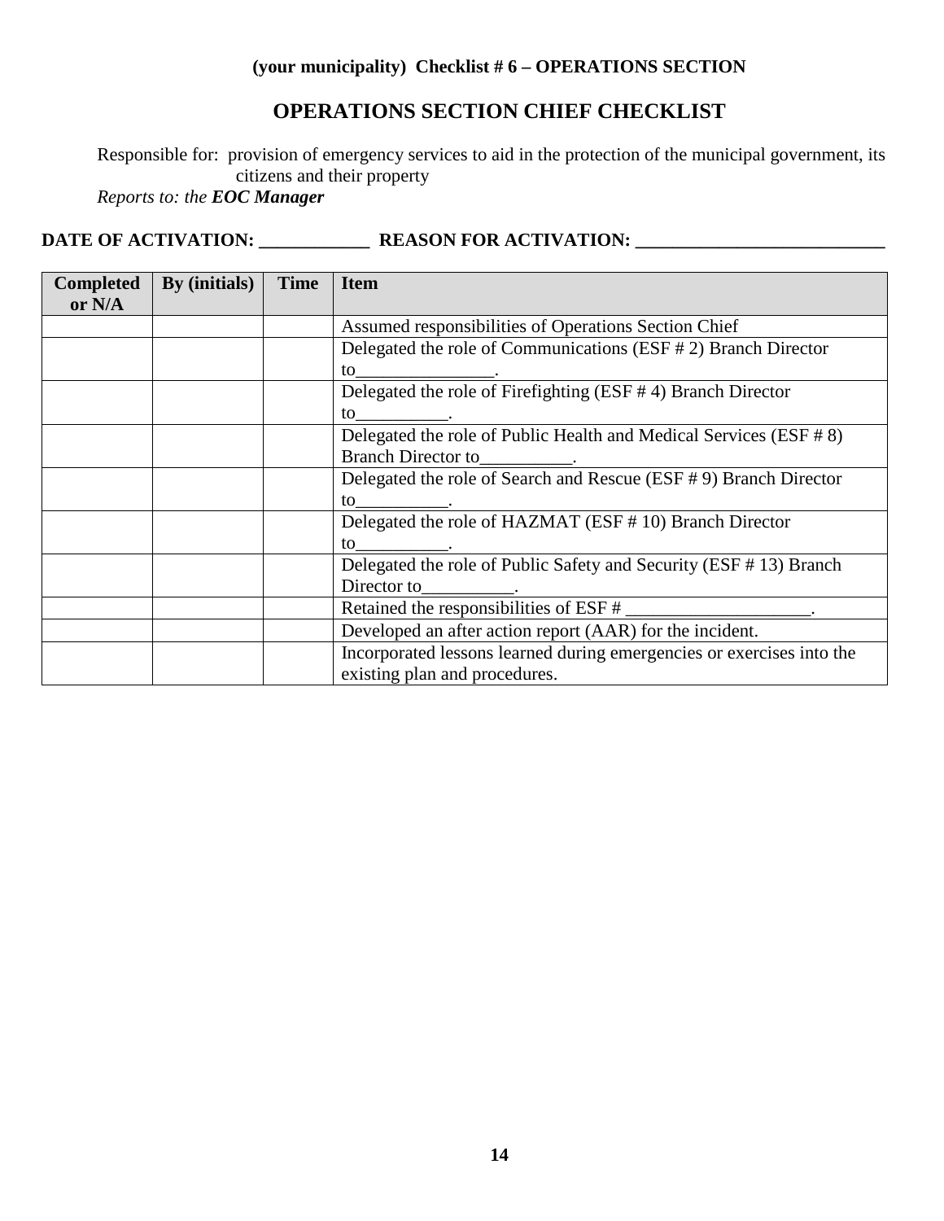**(your municipality) Checklist # 6 – OPERATIONS SECTION**

## OPERATIONS SECTION CHIEF CHECKLIST

Responsible for: provision of emergency services to aid in the protection of the municipal government, its citizens and their property

*Reports to: the* ***EOC Manager***

**DATE OF ACTIVATION: ____________ REASON FOR ACTIVATION: ___________________________**

| Completed or N/A | By (initials) | Time | Item |
|---|---|---|---|
| | | | Assumed responsibilities of Operations Section Chief |
| | | | Delegated the role of Communications (ESF # 2) Branch Director to________________. |
| | | | Delegated the role of Firefighting (ESF # 4) Branch Director to__________. |
| | | | Delegated the role of Public Health and Medical Services (ESF # 8) Branch Director to__________. |
| | | | Delegated the role of Search and Rescue (ESF # 9) Branch Director to__________. |
| | | | Delegated the role of HAZMAT (ESF # 10) Branch Director to__________. |
| | | | Delegated the role of Public Safety and Security (ESF # 13) Branch Director to__________. |
| | | | Retained the responsibilities of ESF # ____________________. |
| | | | Developed an after action report (AAR) for the incident. |
| | | | Incorporated lessons learned during emergencies or exercises into the existing plan and procedures. |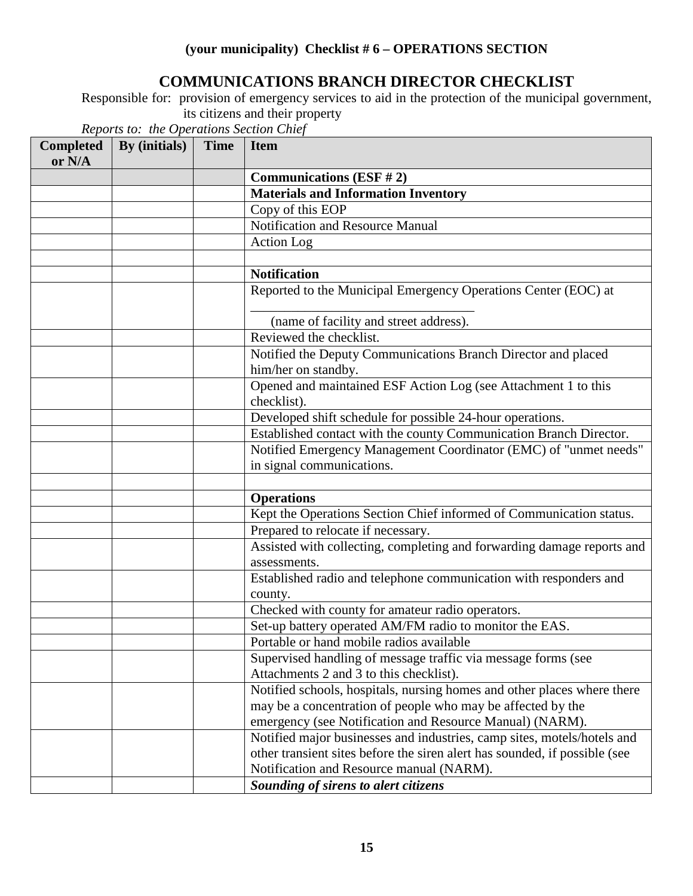**(your municipality) Checklist # 6 – OPERATIONS SECTION**

## COMMUNICATIONS BRANCH DIRECTOR CHECKLIST

Responsible for: provision of emergency services to aid in the protection of the municipal government, its citizens and their property

*Reports to: the Operations Section Chief*

| Completed or N/A | By (initials) | Time | Item |
|---|---|---|---|
| | | | **Communications (ESF # 2)** |
| | | | **Materials and Information Inventory** |
| | | | Copy of this EOP |
| | | | Notification and Resource Manual |
| | | | Action Log |
| | | | |
| | | | **Notification** |
| | | | Reported to the Municipal Emergency Operations Center (EOC) at ________________________________ (name of facility and street address). |
| | | | Reviewed the checklist. |
| | | | Notified the Deputy Communications Branch Director and placed him/her on standby. |
| | | | Opened and maintained ESF Action Log (see Attachment 1 to this checklist). |
| | | | Developed shift schedule for possible 24-hour operations. |
| | | | Established contact with the county Communication Branch Director. |
| | | | Notified Emergency Management Coordinator (EMC) of "unmet needs" in signal communications. |
| | | | |
| | | | **Operations** |
| | | | Kept the Operations Section Chief informed of Communication status. |
| | | | Prepared to relocate if necessary. |
| | | | Assisted with collecting, completing and forwarding damage reports and assessments. |
| | | | Established radio and telephone communication with responders and county. |
| | | | Checked with county for amateur radio operators. |
| | | | Set-up battery operated AM/FM radio to monitor the EAS. |
| | | | Portable or hand mobile radios available |
| | | | Supervised handling of message traffic via message forms (see Attachments 2 and 3 to this checklist). |
| | | | Notified schools, hospitals, nursing homes and other places where there may be a concentration of people who may be affected by the emergency (see Notification and Resource Manual) (NARM). |
| | | | Notified major businesses and industries, camp sites, motels/hotels and other transient sites before the siren alert has sounded, if possible (see Notification and Resource manual (NARM). |
| | | | ***Sounding of sirens to alert citizens*** |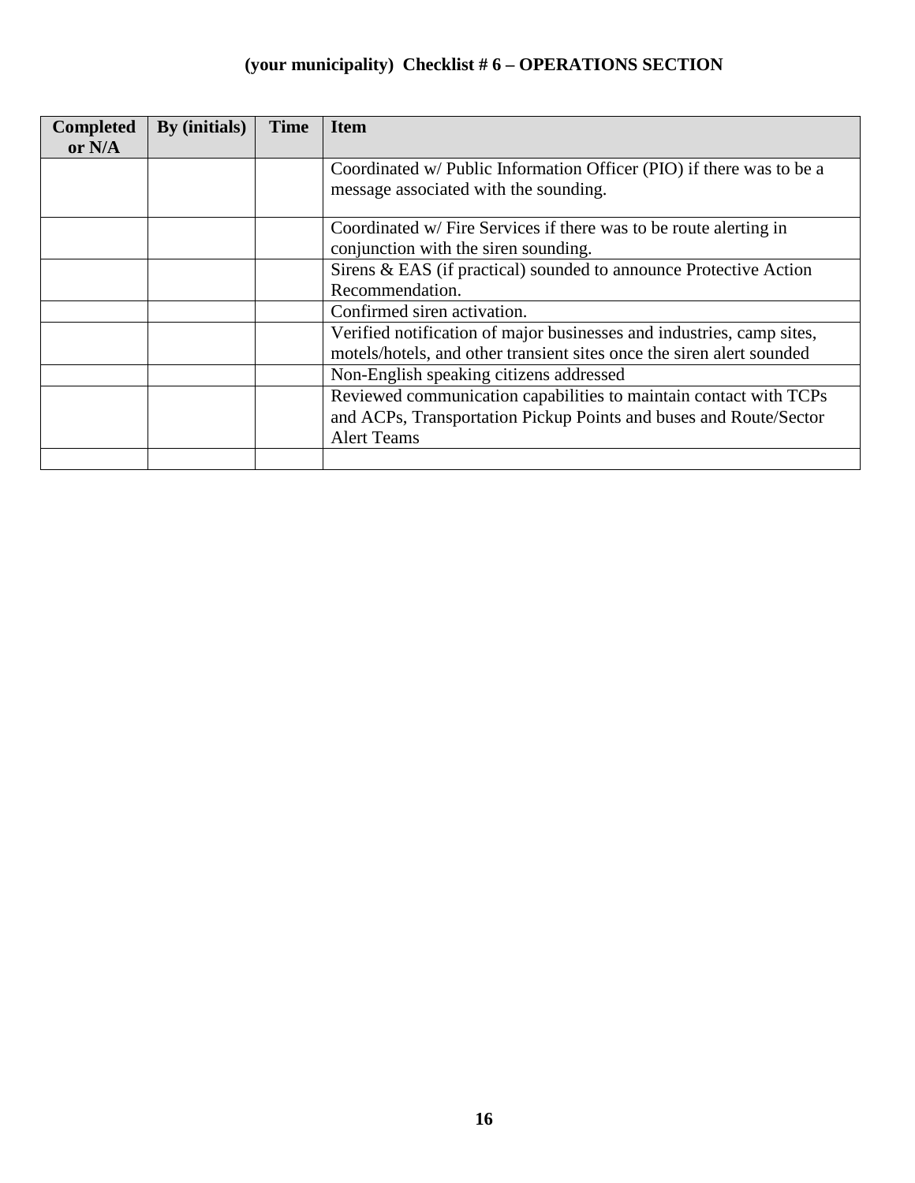## (your municipality) Checklist # 6 – OPERATIONS SECTION

| Completed or N/A | By (initials) | Time | Item |
|---|---|---|---|
| | | | Coordinated w/ Public Information Officer (PIO) if there was to be a message associated with the sounding. |
| | | | Coordinated w/ Fire Services if there was to be route alerting in conjunction with the siren sounding. |
| | | | Sirens & EAS (if practical) sounded to announce Protective Action Recommendation. |
| | | | Confirmed siren activation. |
| | | | Verified notification of major businesses and industries, camp sites, motels/hotels, and other transient sites once the siren alert sounded |
| | | | Non-English speaking citizens addressed |
| | | | Reviewed communication capabilities to maintain contact with TCPs and ACPs, Transportation Pickup Points and buses and Route/Sector Alert Teams |
| | | | |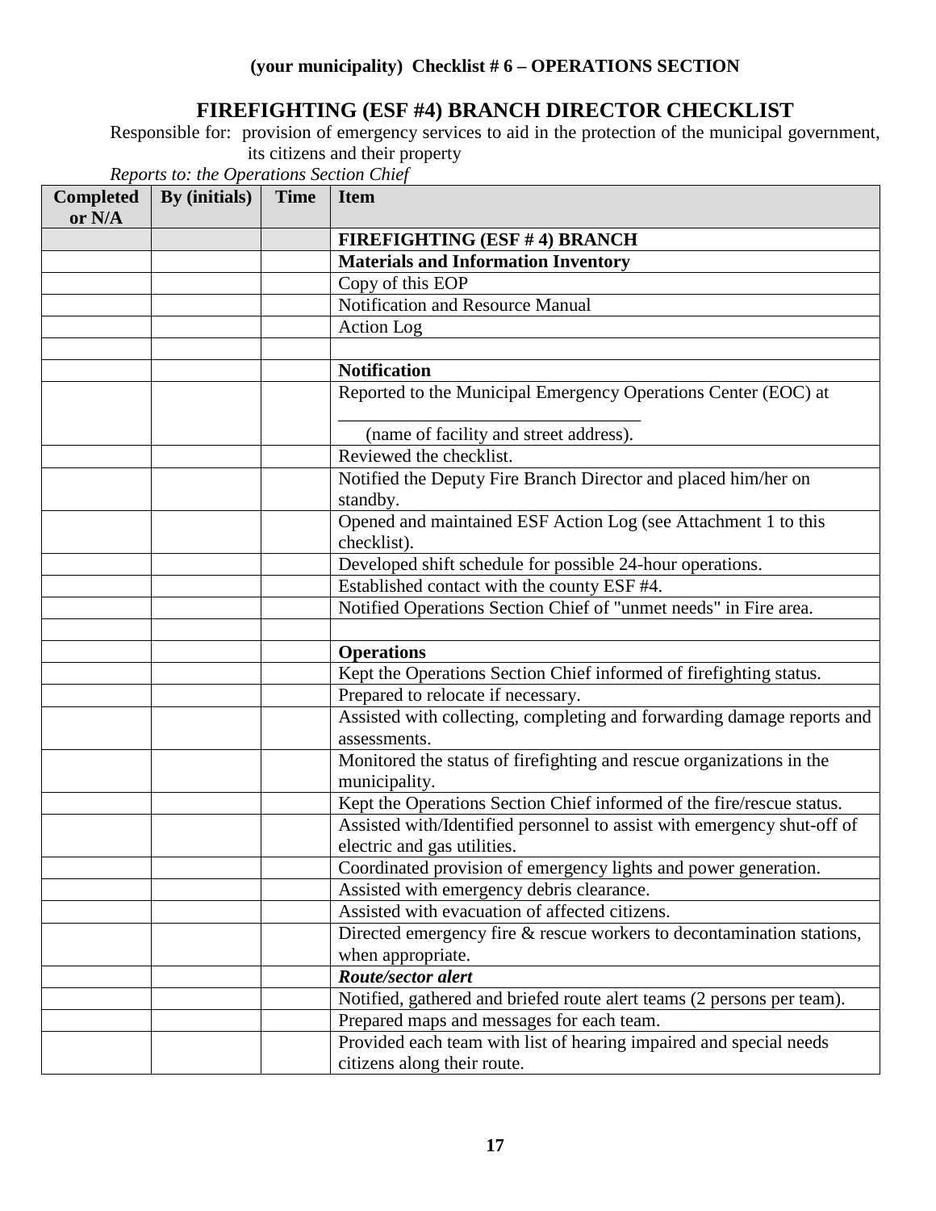**(your municipality) Checklist # 6 – OPERATIONS SECTION**

# FIREFIGHTING (ESF #4) BRANCH DIRECTOR CHECKLIST

Responsible for: provision of emergency services to aid in the protection of the municipal government, its citizens and their property

*Reports to: the Operations Section Chief*

| Completed or N/A | By (initials) | Time | Item |
|---|---|---|---|
| | | | **FIREFIGHTING (ESF # 4) BRANCH** |
| | | | **Materials and Information Inventory** |
| | | | Copy of this EOP |
| | | | Notification and Resource Manual |
| | | | Action Log |
| | | | |
| | | | **Notification** |
| | | | Reported to the Municipal Emergency Operations Center (EOC) at ________________________________ (name of facility and street address). |
| | | | Reviewed the checklist. |
| | | | Notified the Deputy Fire Branch Director and placed him/her on standby. |
| | | | Opened and maintained ESF Action Log (see Attachment 1 to this checklist). |
| | | | Developed shift schedule for possible 24-hour operations. |
| | | | Established contact with the county ESF #4. |
| | | | Notified Operations Section Chief of "unmet needs" in Fire area. |
| | | | |
| | | | **Operations** |
| | | | Kept the Operations Section Chief informed of firefighting status. |
| | | | Prepared to relocate if necessary. |
| | | | Assisted with collecting, completing and forwarding damage reports and assessments. |
| | | | Monitored the status of firefighting and rescue organizations in the municipality. |
| | | | Kept the Operations Section Chief informed of the fire/rescue status. |
| | | | Assisted with/Identified personnel to assist with emergency shut-off of electric and gas utilities. |
| | | | Coordinated provision of emergency lights and power generation. |
| | | | Assisted with emergency debris clearance. |
| | | | Assisted with evacuation of affected citizens. |
| | | | Directed emergency fire & rescue workers to decontamination stations, when appropriate. |
| | | | ***Route/sector alert*** |
| | | | Notified, gathered and briefed route alert teams (2 persons per team). |
| | | | Prepared maps and messages for each team. |
| | | | Provided each team with list of hearing impaired and special needs citizens along their route. |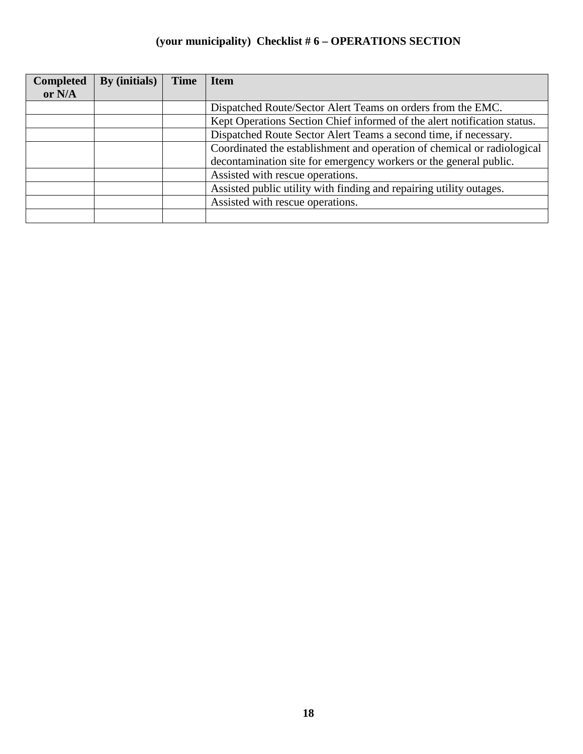## (your municipality) Checklist # 6 – OPERATIONS SECTION

| Completed or N/A | By (initials) | Time | Item |
|---|---|---|---|
| | | | Dispatched Route/Sector Alert Teams on orders from the EMC. |
| | | | Kept Operations Section Chief informed of the alert notification status. |
| | | | Dispatched Route Sector Alert Teams a second time, if necessary. |
| | | | Coordinated the establishment and operation of chemical or radiological decontamination site for emergency workers or the general public. |
| | | | Assisted with rescue operations. |
| | | | Assisted public utility with finding and repairing utility outages. |
| | | | Assisted with rescue operations. |
| | | | |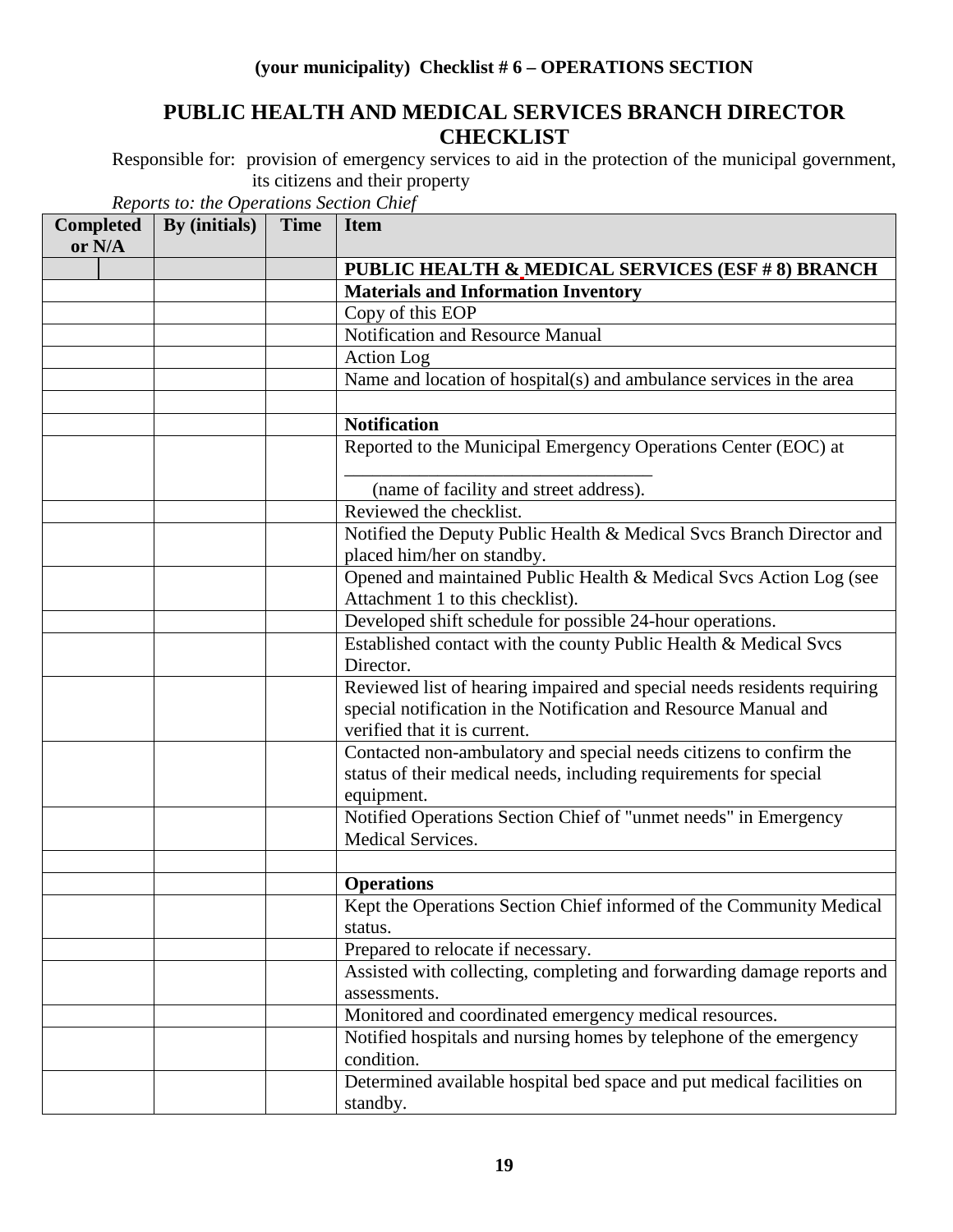**(your municipality) Checklist # 6 – OPERATIONS SECTION**

## PUBLIC HEALTH AND MEDICAL SERVICES BRANCH DIRECTOR CHECKLIST

Responsible for: provision of emergency services to aid in the protection of the municipal government, its citizens and their property

*Reports to: the Operations Section Chief*

| Completed or N/A | By (initials) | Time | Item |
|---|---|---|---|
| | | | **PUBLIC HEALTH & MEDICAL SERVICES (ESF # 8) BRANCH** |
| | | | **Materials and Information Inventory** |
| | | | Copy of this EOP |
| | | | Notification and Resource Manual |
| | | | Action Log |
| | | | Name and location of hospital(s) and ambulance services in the area |
| | | | |
| | | | **Notification** |
| | | | Reported to the Municipal Emergency Operations Center (EOC) at ______________________________ (name of facility and street address). |
| | | | Reviewed the checklist. |
| | | | Notified the Deputy Public Health & Medical Svcs Branch Director and placed him/her on standby. |
| | | | Opened and maintained Public Health & Medical Svcs Action Log (see Attachment 1 to this checklist). |
| | | | Developed shift schedule for possible 24-hour operations. |
| | | | Established contact with the county Public Health & Medical Svcs Director. |
| | | | Reviewed list of hearing impaired and special needs residents requiring special notification in the Notification and Resource Manual and verified that it is current. |
| | | | Contacted non-ambulatory and special needs citizens to confirm the status of their medical needs, including requirements for special equipment. |
| | | | Notified Operations Section Chief of "unmet needs" in Emergency Medical Services. |
| | | | |
| | | | **Operations** |
| | | | Kept the Operations Section Chief informed of the Community Medical status. |
| | | | Prepared to relocate if necessary. |
| | | | Assisted with collecting, completing and forwarding damage reports and assessments. |
| | | | Monitored and coordinated emergency medical resources. |
| | | | Notified hospitals and nursing homes by telephone of the emergency condition. |
| | | | Determined available hospital bed space and put medical facilities on standby. |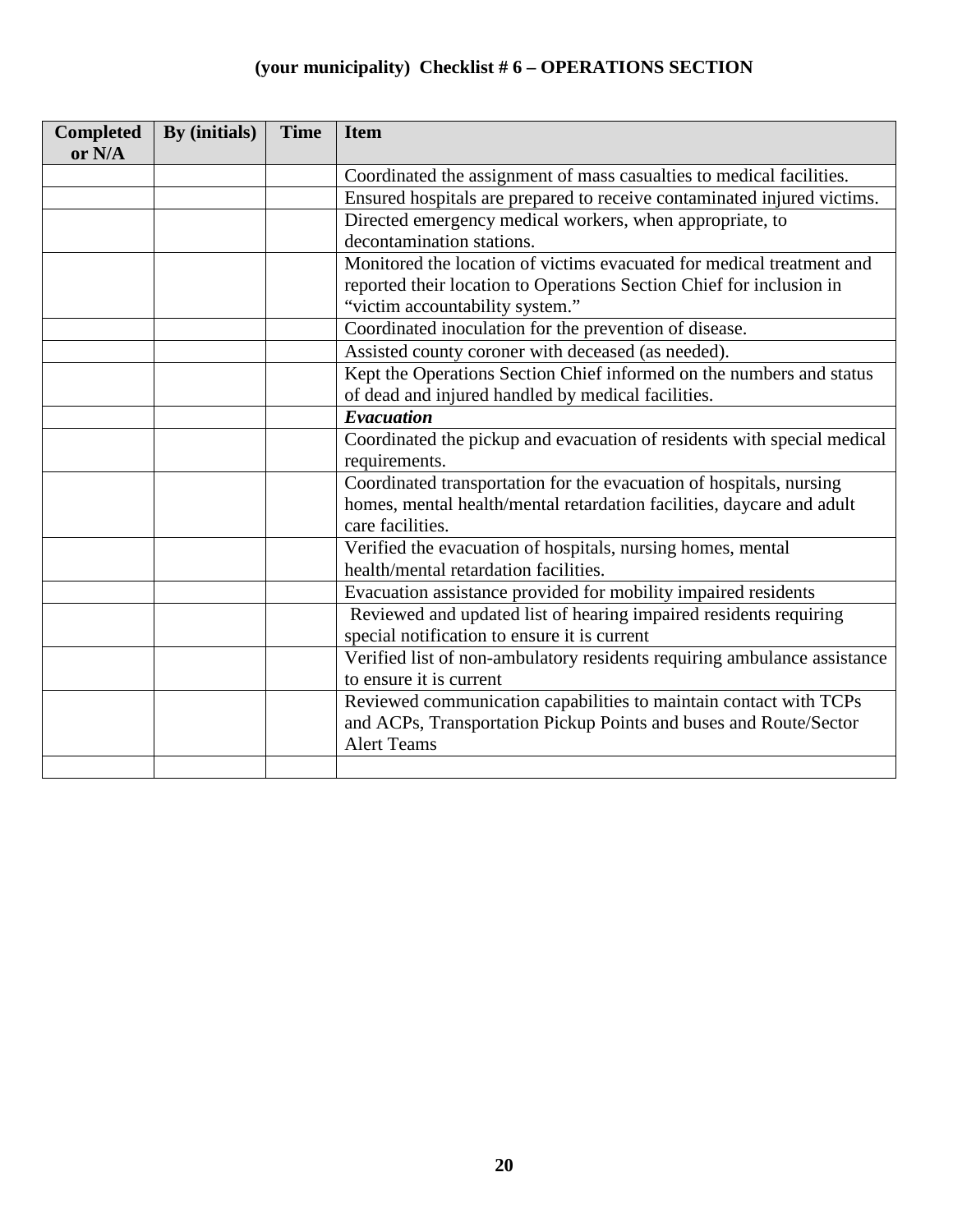# (your municipality) Checklist # 6 – OPERATIONS SECTION

| Completed or N/A | By (initials) | Time | Item |
|---|---|---|---|
| | | | Coordinated the assignment of mass casualties to medical facilities. |
| | | | Ensured hospitals are prepared to receive contaminated injured victims. |
| | | | Directed emergency medical workers, when appropriate, to decontamination stations. |
| | | | Monitored the location of victims evacuated for medical treatment and reported their location to Operations Section Chief for inclusion in "victim accountability system." |
| | | | Coordinated inoculation for the prevention of disease. |
| | | | Assisted county coroner with deceased (as needed). |
| | | | Kept the Operations Section Chief informed on the numbers and status of dead and injured handled by medical facilities. |
| | | | ***Evacuation*** |
| | | | Coordinated the pickup and evacuation of residents with special medical requirements. |
| | | | Coordinated transportation for the evacuation of hospitals, nursing homes, mental health/mental retardation facilities, daycare and adult care facilities. |
| | | | Verified the evacuation of hospitals, nursing homes, mental health/mental retardation facilities. |
| | | | Evacuation assistance provided for mobility impaired residents |
| | | | Reviewed and updated list of hearing impaired residents requiring special notification to ensure it is current |
| | | | Verified list of non-ambulatory residents requiring ambulance assistance to ensure it is current |
| | | | Reviewed communication capabilities to maintain contact with TCPs and ACPs, Transportation Pickup Points and buses and Route/Sector Alert Teams |
| | | | |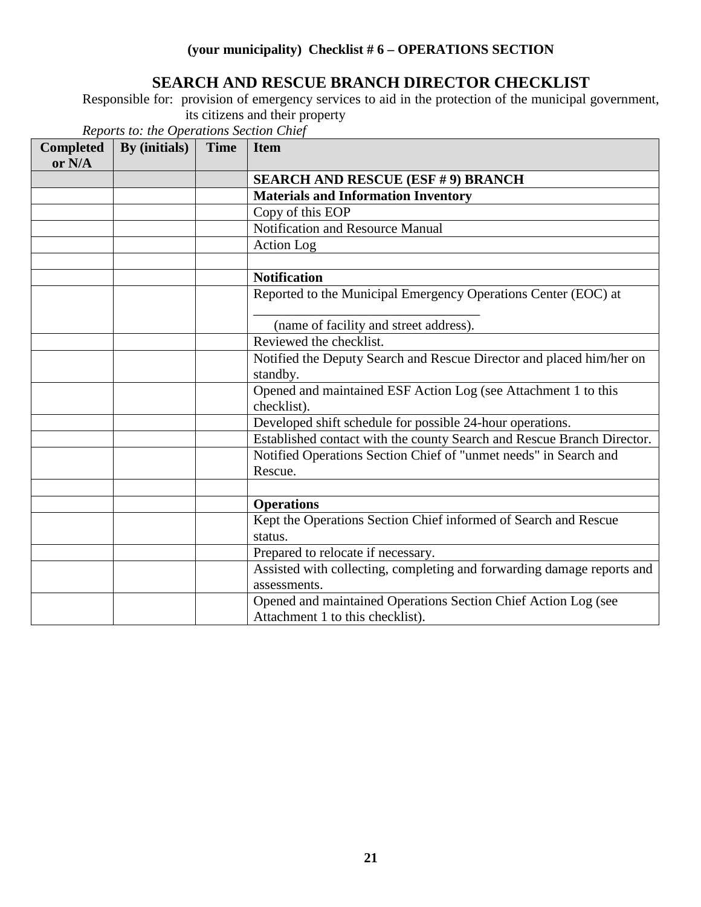**(your municipality) Checklist # 6 – OPERATIONS SECTION**

## SEARCH AND RESCUE BRANCH DIRECTOR CHECKLIST

Responsible for: provision of emergency services to aid in the protection of the municipal government, its citizens and their property

*Reports to: the Operations Section Chief*

| Completed or N/A | By (initials) | Time | Item |
|---|---|---|---|
| | | | **SEARCH AND RESCUE (ESF # 9) BRANCH** |
| | | | **Materials and Information Inventory** |
| | | | Copy of this EOP |
| | | | Notification and Resource Manual |
| | | | Action Log |
| | | | |
| | | | **Notification** |
| | | | Reported to the Municipal Emergency Operations Center (EOC) at _________________________________ (name of facility and street address). |
| | | | Reviewed the checklist. |
| | | | Notified the Deputy Search and Rescue Director and placed him/her on standby. |
| | | | Opened and maintained ESF Action Log (see Attachment 1 to this checklist). |
| | | | Developed shift schedule for possible 24-hour operations. |
| | | | Established contact with the county Search and Rescue Branch Director. |
| | | | Notified Operations Section Chief of "unmet needs" in Search and Rescue. |
| | | | |
| | | | **Operations** |
| | | | Kept the Operations Section Chief informed of Search and Rescue status. |
| | | | Prepared to relocate if necessary. |
| | | | Assisted with collecting, completing and forwarding damage reports and assessments. |
| | | | Opened and maintained Operations Section Chief Action Log (see Attachment 1 to this checklist). |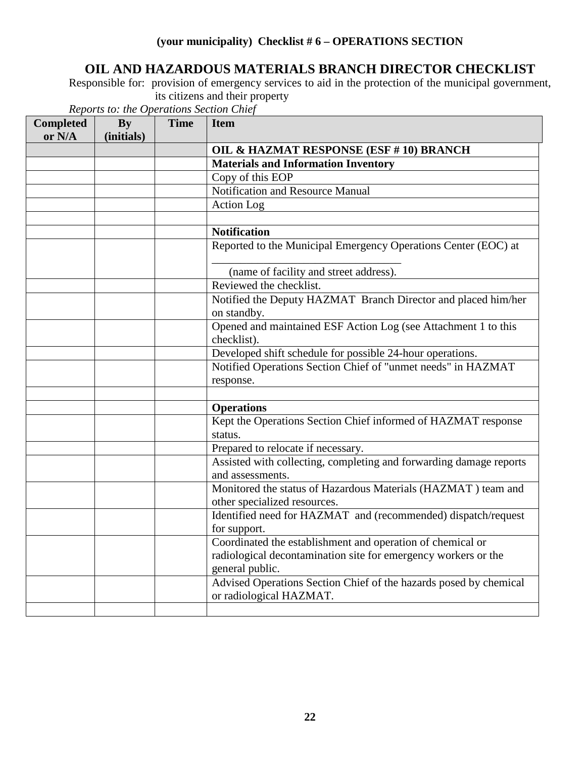**(your municipality) Checklist # 6 – OPERATIONS SECTION**

# OIL AND HAZARDOUS MATERIALS BRANCH DIRECTOR CHECKLIST

Responsible for: provision of emergency services to aid in the protection of the municipal government, its citizens and their property

*Reports to: the Operations Section Chief*

| Completed or N/A | By (initials) | Time | Item |
|---|---|---|---|
| | | | **OIL & HAZMAT RESPONSE (ESF # 10) BRANCH** |
| | | | **Materials and Information Inventory** |
| | | | Copy of this EOP |
| | | | Notification and Resource Manual |
| | | | Action Log |
| | | | |
| | | | **Notification** |
| | | | Reported to the Municipal Emergency Operations Center (EOC) at ________________________________ (name of facility and street address). |
| | | | Reviewed the checklist. |
| | | | Notified the Deputy HAZMAT Branch Director and placed him/her on standby. |
| | | | Opened and maintained ESF Action Log (see Attachment 1 to this checklist). |
| | | | Developed shift schedule for possible 24-hour operations. |
| | | | Notified Operations Section Chief of "unmet needs" in HAZMAT response. |
| | | | |
| | | | **Operations** |
| | | | Kept the Operations Section Chief informed of HAZMAT response status. |
| | | | Prepared to relocate if necessary. |
| | | | Assisted with collecting, completing and forwarding damage reports and assessments. |
| | | | Monitored the status of Hazardous Materials (HAZMAT ) team and other specialized resources. |
| | | | Identified need for HAZMAT and (recommended) dispatch/request for support. |
| | | | Coordinated the establishment and operation of chemical or radiological decontamination site for emergency workers or the general public. |
| | | | Advised Operations Section Chief of the hazards posed by chemical or radiological HAZMAT. |
| | | | |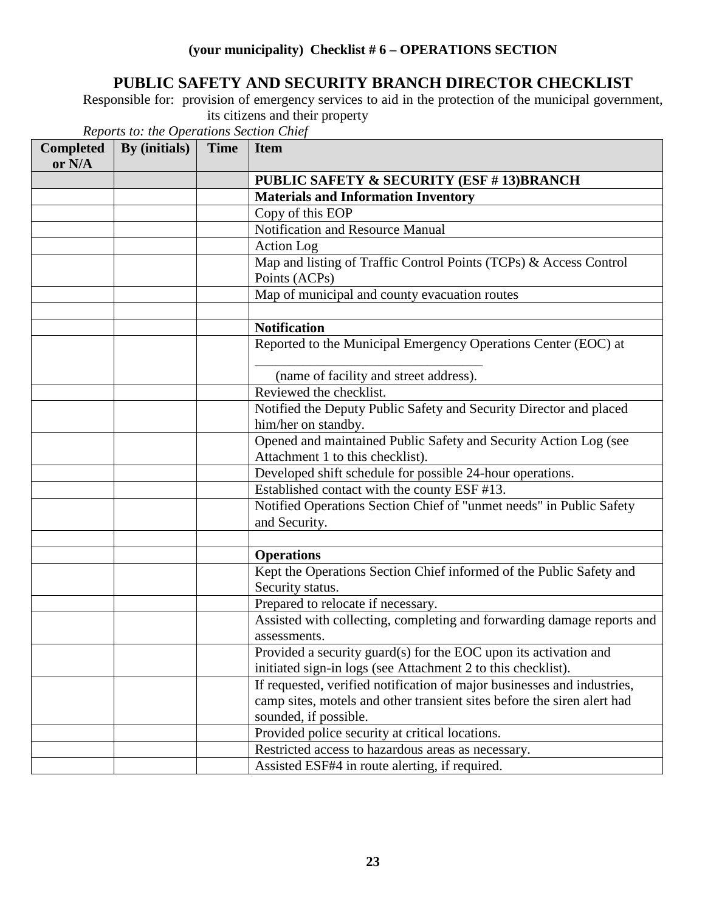**(your municipality) Checklist # 6 – OPERATIONS SECTION**

## PUBLIC SAFETY AND SECURITY BRANCH DIRECTOR CHECKLIST

Responsible for: provision of emergency services to aid in the protection of the municipal government, its citizens and their property

*Reports to: the Operations Section Chief*

| Completed or N/A | By (initials) | Time | Item |
|---|---|---|---|
| | | | **PUBLIC SAFETY & SECURITY (ESF # 13)BRANCH** |
| | | | **Materials and Information Inventory** |
| | | | Copy of this EOP |
| | | | Notification and Resource Manual |
| | | | Action Log |
| | | | Map and listing of Traffic Control Points (TCPs) & Access Control Points (ACPs) |
| | | | Map of municipal and county evacuation routes |
| | | | |
| | | | **Notification** |
| | | | Reported to the Municipal Emergency Operations Center (EOC) at ________________________________ (name of facility and street address). |
| | | | Reviewed the checklist. |
| | | | Notified the Deputy Public Safety and Security Director and placed him/her on standby. |
| | | | Opened and maintained Public Safety and Security Action Log (see Attachment 1 to this checklist). |
| | | | Developed shift schedule for possible 24-hour operations. |
| | | | Established contact with the county ESF #13. |
| | | | Notified Operations Section Chief of "unmet needs" in Public Safety and Security. |
| | | | |
| | | | **Operations** |
| | | | Kept the Operations Section Chief informed of the Public Safety and Security status. |
| | | | Prepared to relocate if necessary. |
| | | | Assisted with collecting, completing and forwarding damage reports and assessments. |
| | | | Provided a security guard(s) for the EOC upon its activation and initiated sign-in logs (see Attachment 2 to this checklist). |
| | | | If requested, verified notification of major businesses and industries, camp sites, motels and other transient sites before the siren alert had sounded, if possible. |
| | | | Provided police security at critical locations. |
| | | | Restricted access to hazardous areas as necessary. |
| | | | Assisted ESF#4 in route alerting, if required. |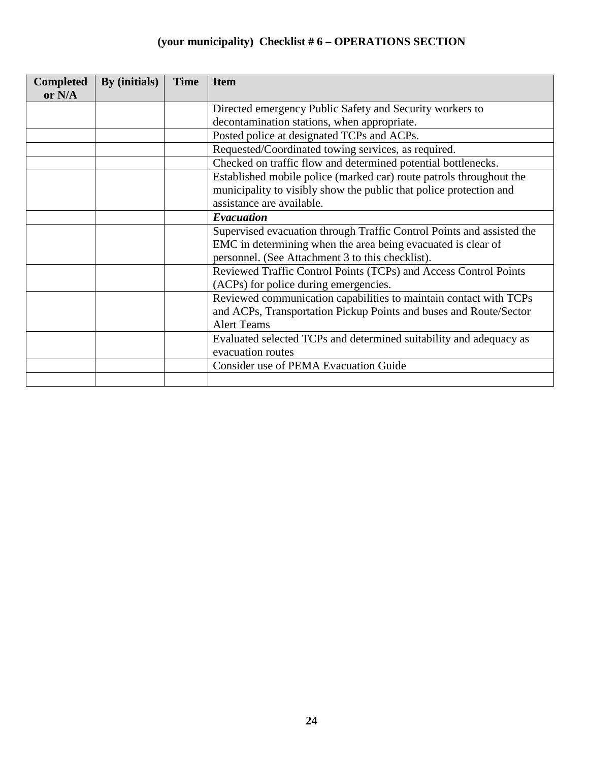## (your municipality) Checklist # 6 – OPERATIONS SECTION

| Completed or N/A | By (initials) | Time | Item |
|---|---|---|---|
| | | | Directed emergency Public Safety and Security workers to decontamination stations, when appropriate. |
| | | | Posted police at designated TCPs and ACPs. |
| | | | Requested/Coordinated towing services, as required. |
| | | | Checked on traffic flow and determined potential bottlenecks. |
| | | | Established mobile police (marked car) route patrols throughout the municipality to visibly show the public that police protection and assistance are available. |
| | | | ***Evacuation*** |
| | | | Supervised evacuation through Traffic Control Points and assisted the EMC in determining when the area being evacuated is clear of personnel. (See Attachment 3 to this checklist). |
| | | | Reviewed Traffic Control Points (TCPs) and Access Control Points (ACPs) for police during emergencies. |
| | | | Reviewed communication capabilities to maintain contact with TCPs and ACPs, Transportation Pickup Points and buses and Route/Sector Alert Teams |
| | | | Evaluated selected TCPs and determined suitability and adequacy as evacuation routes |
| | | | Consider use of PEMA Evacuation Guide |
| | | | |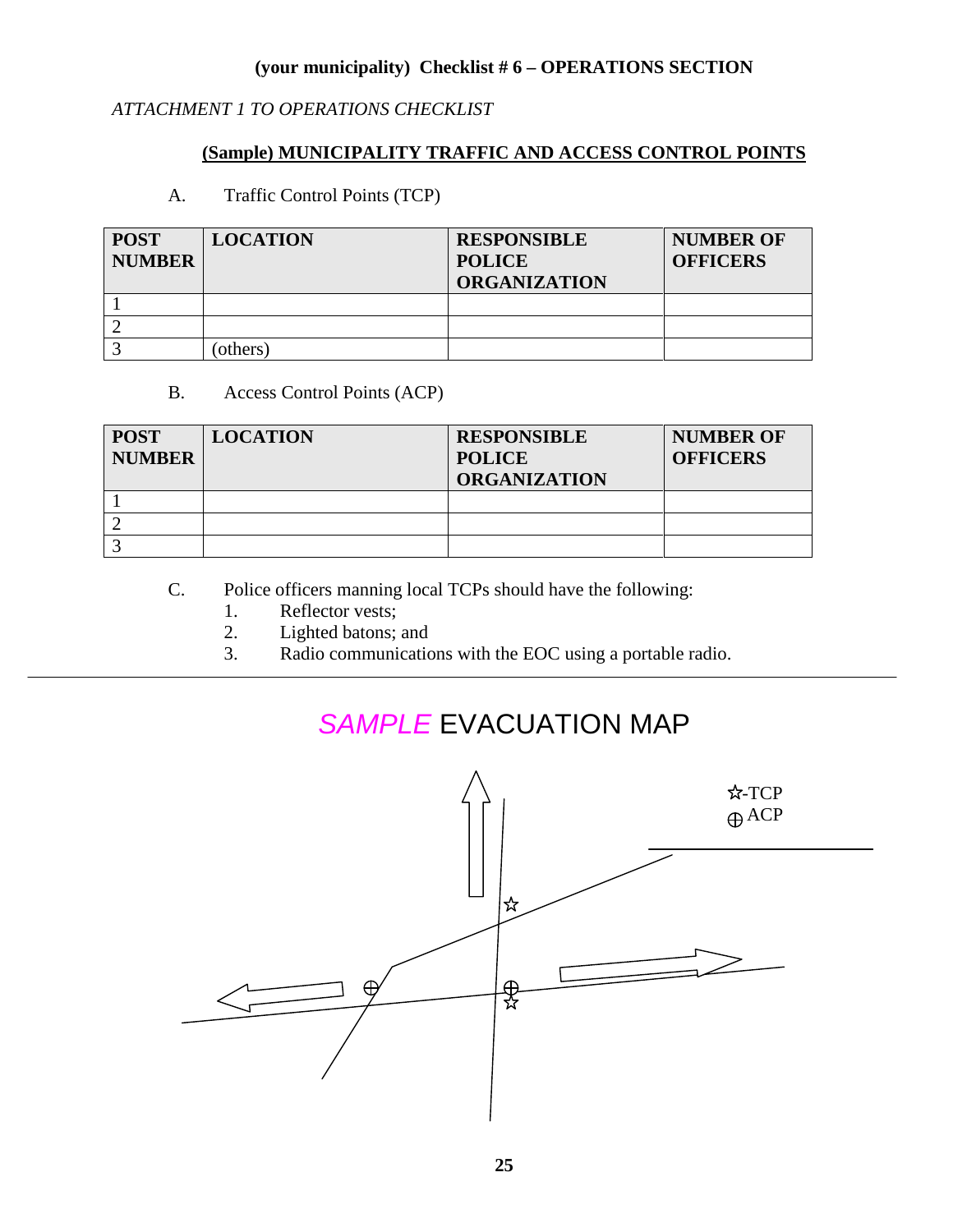**(your municipality) Checklist # 6 – OPERATIONS SECTION**

*ATTACHMENT 1 TO OPERATIONS CHECKLIST*

**(Sample) MUNICIPALITY TRAFFIC AND ACCESS CONTROL POINTS**

A. Traffic Control Points (TCP)

| POST NUMBER | LOCATION | RESPONSIBLE POLICE ORGANIZATION | NUMBER OF OFFICERS |
|---|---|---|---|
| 1 | | | |
| 2 | | | |
| 3 | (others) | | |

B. Access Control Points (ACP)

| POST NUMBER | LOCATION | RESPONSIBLE POLICE ORGANIZATION | NUMBER OF OFFICERS |
|---|---|---|---|
| 1 | | | |
| 2 | | | |
| 3 | | | |

C. Police officers manning local TCPs should have the following:
1. Reflector vests;
2. Lighted batons; and
3. Radio communications with the EOC using a portable radio.

---

## *SAMPLE* EVACUATION MAP

☆-TCP
⊕ ACP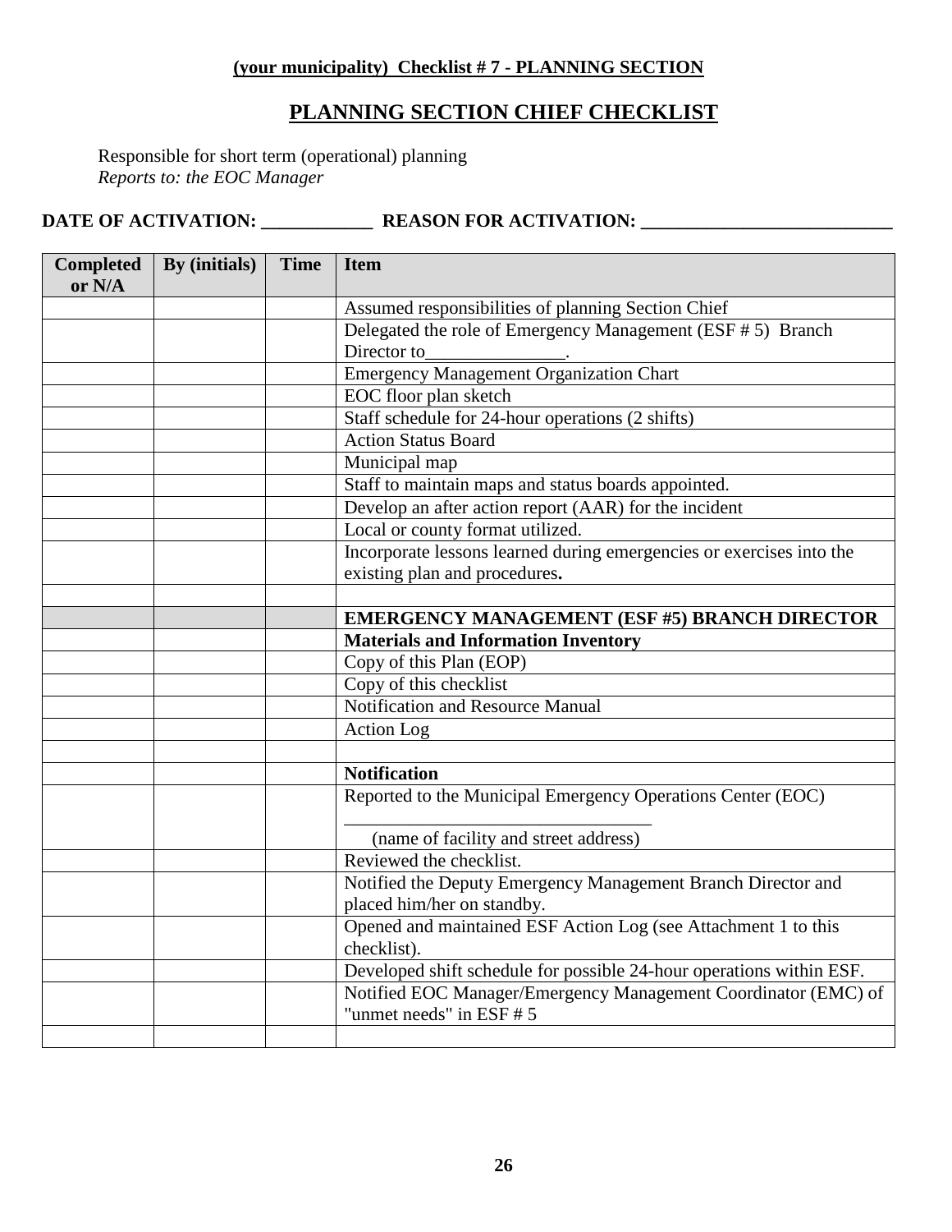**(your municipality) Checklist # 7 - PLANNING SECTION**

# PLANNING SECTION CHIEF CHECKLIST

Responsible for short term (operational) planning
*Reports to: the EOC Manager*

**DATE OF ACTIVATION: ___________ REASON FOR ACTIVATION: __________________________**

| Completed or N/A | By (initials) | Time | Item |
|---|---|---|---|
| | | | Assumed responsibilities of planning Section Chief |
| | | | Delegated the role of Emergency Management (ESF # 5) Branch Director to_______________. |
| | | | Emergency Management Organization Chart |
| | | | EOC floor plan sketch |
| | | | Staff schedule for 24-hour operations (2 shifts) |
| | | | Action Status Board |
| | | | Municipal map |
| | | | Staff to maintain maps and status boards appointed. |
| | | | Develop an after action report (AAR) for the incident |
| | | | Local or county format utilized. |
| | | | Incorporate lessons learned during emergencies or exercises into the existing plan and procedures**.** |
| | | | |
| | | | **EMERGENCY MANAGEMENT (ESF #5) BRANCH DIRECTOR** |
| | | | **Materials and Information Inventory** |
| | | | Copy of this Plan (EOP) |
| | | | Copy of this checklist |
| | | | Notification and Resource Manual |
| | | | Action Log |
| | | | |
| | | | **Notification** |
| | | | Reported to the Municipal Emergency Operations Center (EOC) _________________________________ (name of facility and street address) |
| | | | Reviewed the checklist. |
| | | | Notified the Deputy Emergency Management Branch Director and placed him/her on standby. |
| | | | Opened and maintained ESF Action Log (see Attachment 1 to this checklist). |
| | | | Developed shift schedule for possible 24-hour operations within ESF. |
| | | | Notified EOC Manager/Emergency Management Coordinator (EMC) of "unmet needs" in ESF # 5 |
| | | | |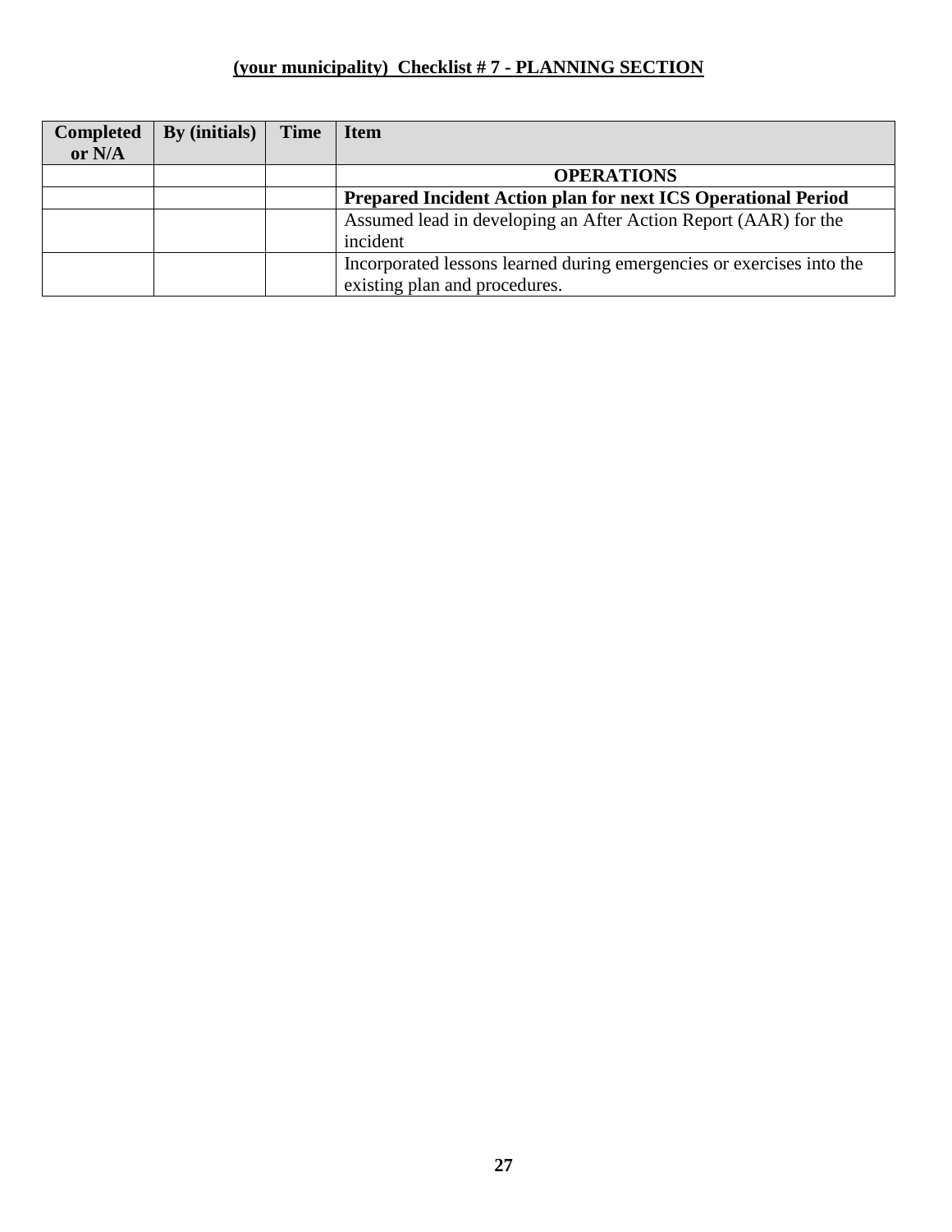**(your municipality) Checklist # 7 - PLANNING SECTION**

| Completed or N/A | By (initials) | Time | Item |
|---|---|---|---|
| | | | **OPERATIONS** |
| | | | **Prepared Incident Action plan for next ICS Operational Period** |
| | | | Assumed lead in developing an After Action Report (AAR) for the incident |
| | | | Incorporated lessons learned during emergencies or exercises into the existing plan and procedures. |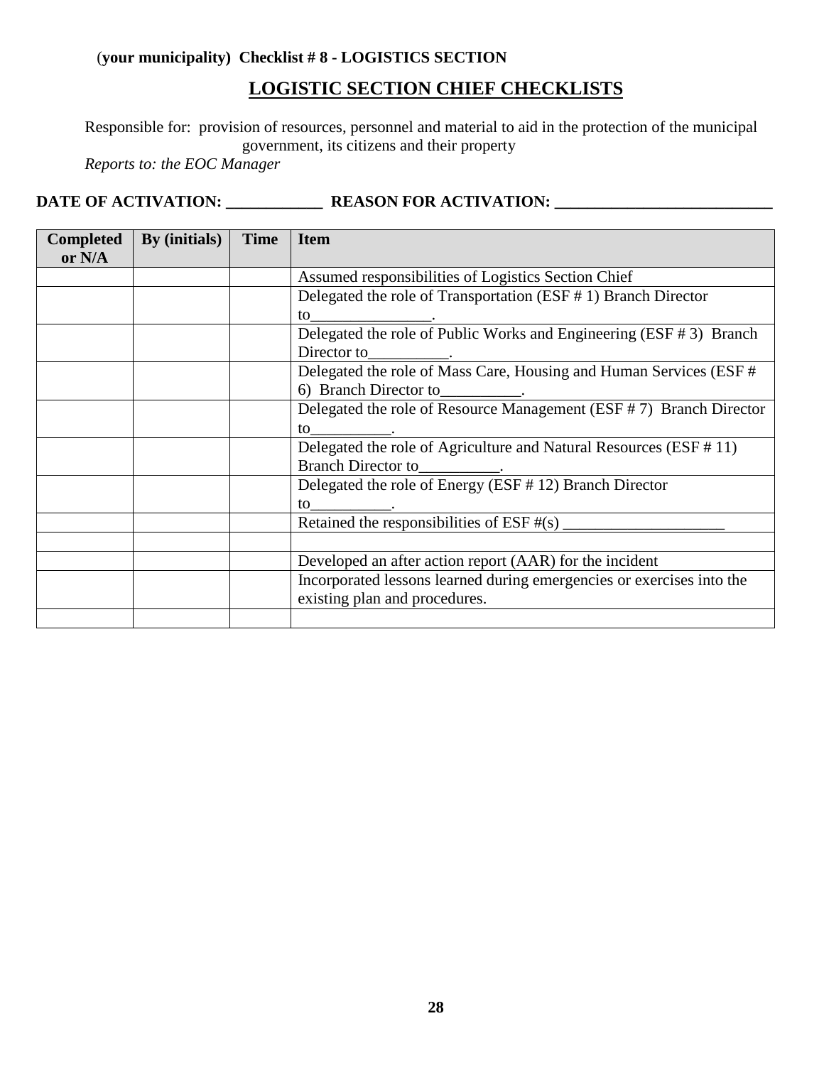(**your municipality) Checklist # 8 - LOGISTICS SECTION**

# LOGISTIC SECTION CHIEF CHECKLISTS

Responsible for: provision of resources, personnel and material to aid in the protection of the municipal government, its citizens and their property

*Reports to: the EOC Manager*

**DATE OF ACTIVATION: ____________ REASON FOR ACTIVATION: ___________________________**

| Completed or N/A | By (initials) | Time | Item |
|---|---|---|---|
| | | | Assumed responsibilities of Logistics Section Chief |
| | | | Delegated the role of Transportation (ESF # 1) Branch Director to________________. |
| | | | Delegated the role of Public Works and Engineering (ESF # 3) Branch Director to__________. |
| | | | Delegated the role of Mass Care, Housing and Human Services (ESF # 6) Branch Director to__________. |
| | | | Delegated the role of Resource Management (ESF # 7) Branch Director to__________. |
| | | | Delegated the role of Agriculture and Natural Resources (ESF # 11) Branch Director to__________. |
| | | | Delegated the role of Energy (ESF # 12) Branch Director to__________. |
| | | | Retained the responsibilities of ESF #(s) ____________________ |
| | | | |
| | | | Developed an after action report (AAR) for the incident |
| | | | Incorporated lessons learned during emergencies or exercises into the existing plan and procedures. |
| | | | |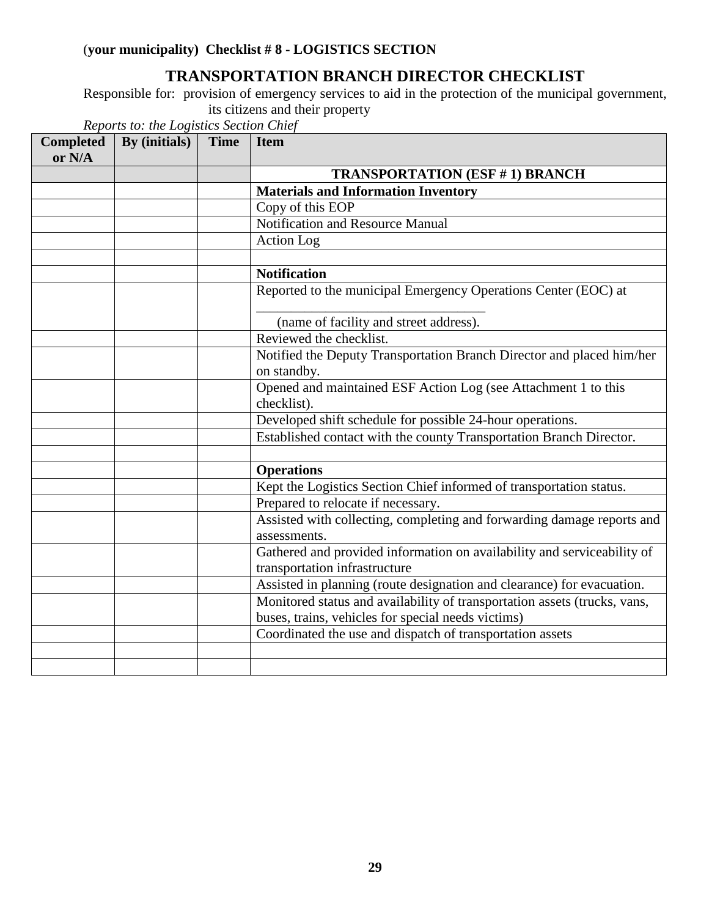(**your municipality) Checklist # 8 - LOGISTICS SECTION**

## TRANSPORTATION BRANCH DIRECTOR CHECKLIST

Responsible for: provision of emergency services to aid in the protection of the municipal government, its citizens and their property

*Reports to: the Logistics Section Chief*

| Completed or N/A | By (initials) | Time | Item |
|---|---|---|---|
| | | | **TRANSPORTATION (ESF # 1) BRANCH** |
| | | | **Materials and Information Inventory** |
| | | | Copy of this EOP |
| | | | Notification and Resource Manual |
| | | | Action Log |
| | | | |
| | | | **Notification** |
| | | | Reported to the municipal Emergency Operations Center (EOC) at ________________________________ (name of facility and street address). |
| | | | Reviewed the checklist. |
| | | | Notified the Deputy Transportation Branch Director and placed him/her on standby. |
| | | | Opened and maintained ESF Action Log (see Attachment 1 to this checklist). |
| | | | Developed shift schedule for possible 24-hour operations. |
| | | | Established contact with the county Transportation Branch Director. |
| | | | |
| | | | **Operations** |
| | | | Kept the Logistics Section Chief informed of transportation status. |
| | | | Prepared to relocate if necessary. |
| | | | Assisted with collecting, completing and forwarding damage reports and assessments. |
| | | | Gathered and provided information on availability and serviceability of transportation infrastructure |
| | | | Assisted in planning (route designation and clearance) for evacuation. |
| | | | Monitored status and availability of transportation assets (trucks, vans, buses, trains, vehicles for special needs victims) |
| | | | Coordinated the use and dispatch of transportation assets |
| | | | |
| | | | |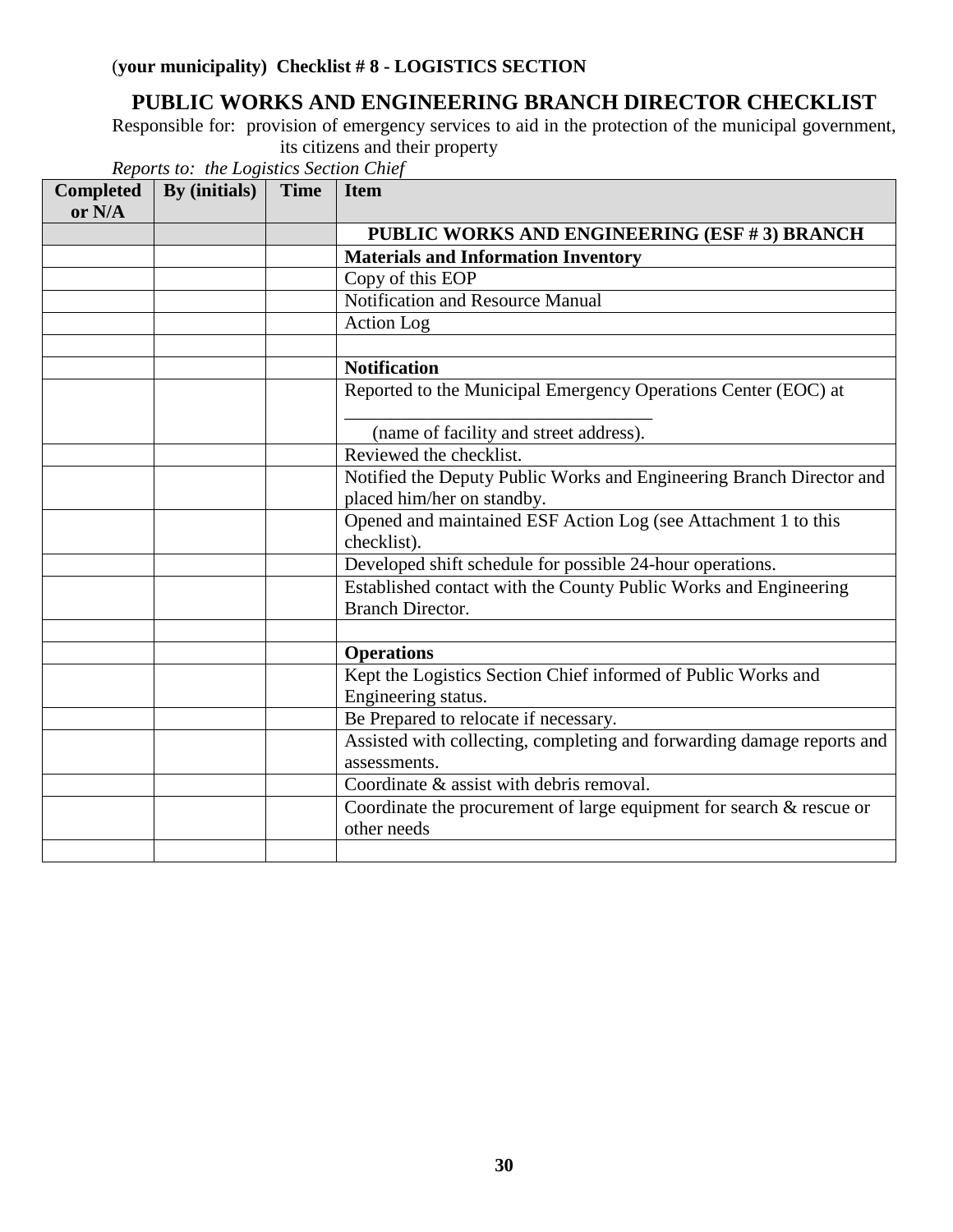(**your municipality) Checklist # 8 - LOGISTICS SECTION**

## PUBLIC WORKS AND ENGINEERING BRANCH DIRECTOR CHECKLIST

Responsible for: provision of emergency services to aid in the protection of the municipal government, its citizens and their property

*Reports to: the Logistics Section Chief*

| Completed or N/A | By (initials) | Time | Item |
|---|---|---|---|
| | | | **PUBLIC WORKS AND ENGINEERING (ESF # 3) BRANCH** |
| | | | **Materials and Information Inventory** |
| | | | Copy of this EOP |
| | | | Notification and Resource Manual |
| | | | Action Log |
| | | | |
| | | | **Notification** |
| | | | Reported to the Municipal Emergency Operations Center (EOC) at ________________________________ (name of facility and street address). |
| | | | Reviewed the checklist. |
| | | | Notified the Deputy Public Works and Engineering Branch Director and placed him/her on standby. |
| | | | Opened and maintained ESF Action Log (see Attachment 1 to this checklist). |
| | | | Developed shift schedule for possible 24-hour operations. |
| | | | Established contact with the County Public Works and Engineering Branch Director. |
| | | | |
| | | | **Operations** |
| | | | Kept the Logistics Section Chief informed of Public Works and Engineering status. |
| | | | Be Prepared to relocate if necessary. |
| | | | Assisted with collecting, completing and forwarding damage reports and assessments. |
| | | | Coordinate & assist with debris removal. |
| | | | Coordinate the procurement of large equipment for search & rescue or other needs |
| | | | |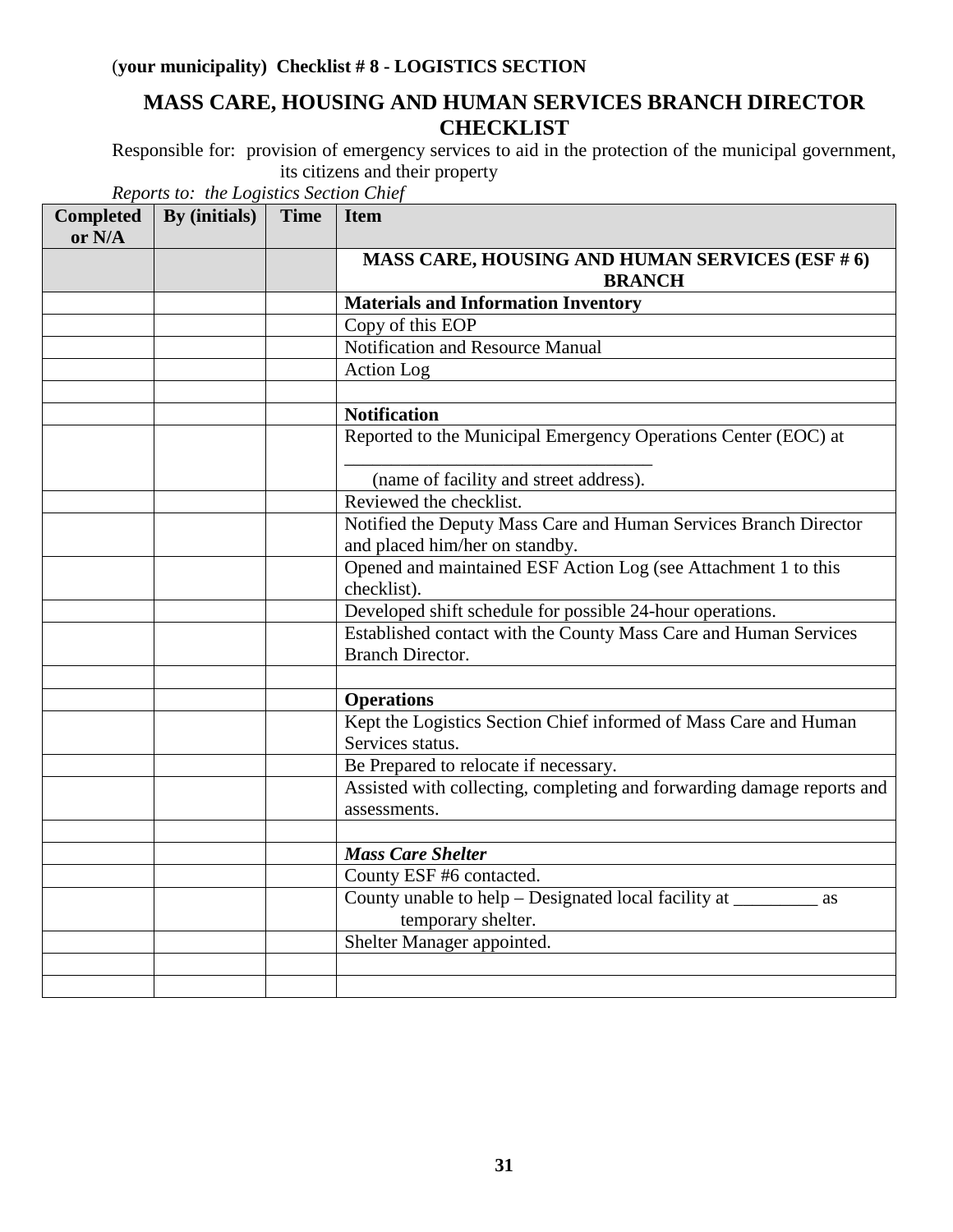(**your municipality) Checklist # 8 - LOGISTICS SECTION**

## MASS CARE, HOUSING AND HUMAN SERVICES BRANCH DIRECTOR CHECKLIST

Responsible for: provision of emergency services to aid in the protection of the municipal government, its citizens and their property

*Reports to: the Logistics Section Chief*

| Completed or N/A | By (initials) | Time | Item |
|---|---|---|---|
| | | | **MASS CARE, HOUSING AND HUMAN SERVICES (ESF # 6) BRANCH** |
| | | | **Materials and Information Inventory** |
| | | | Copy of this EOP |
| | | | Notification and Resource Manual |
| | | | Action Log |
| | | | |
| | | | **Notification** |
| | | | Reported to the Municipal Emergency Operations Center (EOC) at ________________________________ (name of facility and street address). |
| | | | Reviewed the checklist. |
| | | | Notified the Deputy Mass Care and Human Services Branch Director and placed him/her on standby. |
| | | | Opened and maintained ESF Action Log (see Attachment 1 to this checklist). |
| | | | Developed shift schedule for possible 24-hour operations. |
| | | | Established contact with the County Mass Care and Human Services Branch Director. |
| | | | |
| | | | **Operations** |
| | | | Kept the Logistics Section Chief informed of Mass Care and Human Services status. |
| | | | Be Prepared to relocate if necessary. |
| | | | Assisted with collecting, completing and forwarding damage reports and assessments. |
| | | | |
| | | | ***Mass Care Shelter*** |
| | | | County ESF #6 contacted. |
| | | | County unable to help – Designated local facility at _________ as temporary shelter. |
| | | | Shelter Manager appointed. |
| | | | |
| | | | |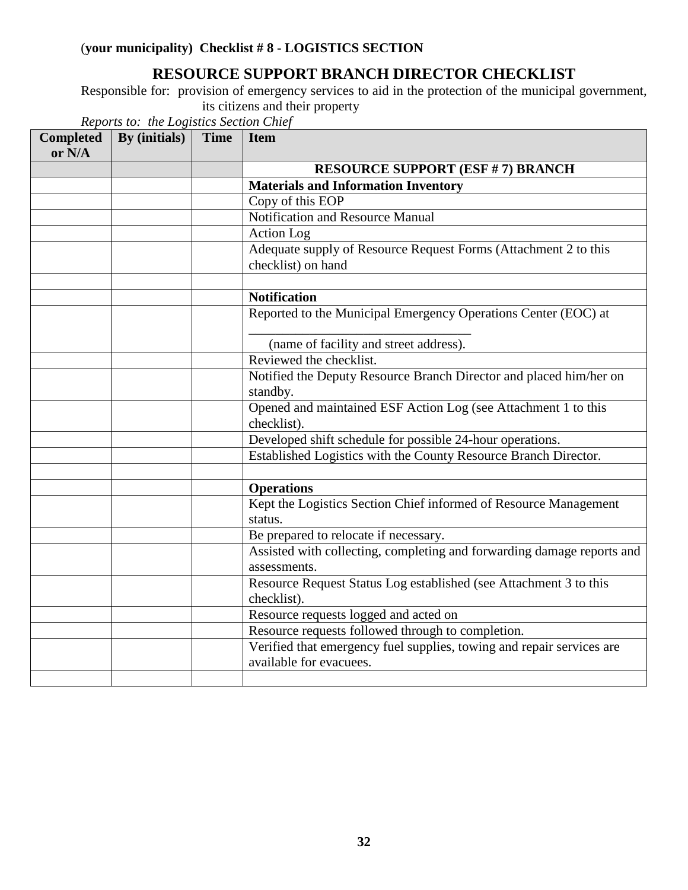(**your municipality) Checklist # 8 - LOGISTICS SECTION**

## RESOURCE SUPPORT BRANCH DIRECTOR CHECKLIST

Responsible for: provision of emergency services to aid in the protection of the municipal government, its citizens and their property

*Reports to: the Logistics Section Chief*

| Completed or N/A | By (initials) | Time | Item |
|---|---|---|---|
| | | | **RESOURCE SUPPORT (ESF # 7) BRANCH** |
| | | | **Materials and Information Inventory** |
| | | | Copy of this EOP |
| | | | Notification and Resource Manual |
| | | | Action Log |
| | | | Adequate supply of Resource Request Forms (Attachment 2 to this checklist) on hand |
| | | | |
| | | | **Notification** |
| | | | Reported to the Municipal Emergency Operations Center (EOC) at __________________________________ (name of facility and street address). |
| | | | Reviewed the checklist. |
| | | | Notified the Deputy Resource Branch Director and placed him/her on standby. |
| | | | Opened and maintained ESF Action Log (see Attachment 1 to this checklist). |
| | | | Developed shift schedule for possible 24-hour operations. |
| | | | Established Logistics with the County Resource Branch Director. |
| | | | |
| | | | **Operations** |
| | | | Kept the Logistics Section Chief informed of Resource Management status. |
| | | | Be prepared to relocate if necessary. |
| | | | Assisted with collecting, completing and forwarding damage reports and assessments. |
| | | | Resource Request Status Log established (see Attachment 3 to this checklist). |
| | | | Resource requests logged and acted on |
| | | | Resource requests followed through to completion. |
| | | | Verified that emergency fuel supplies, towing and repair services are available for evacuees. |
| | | | |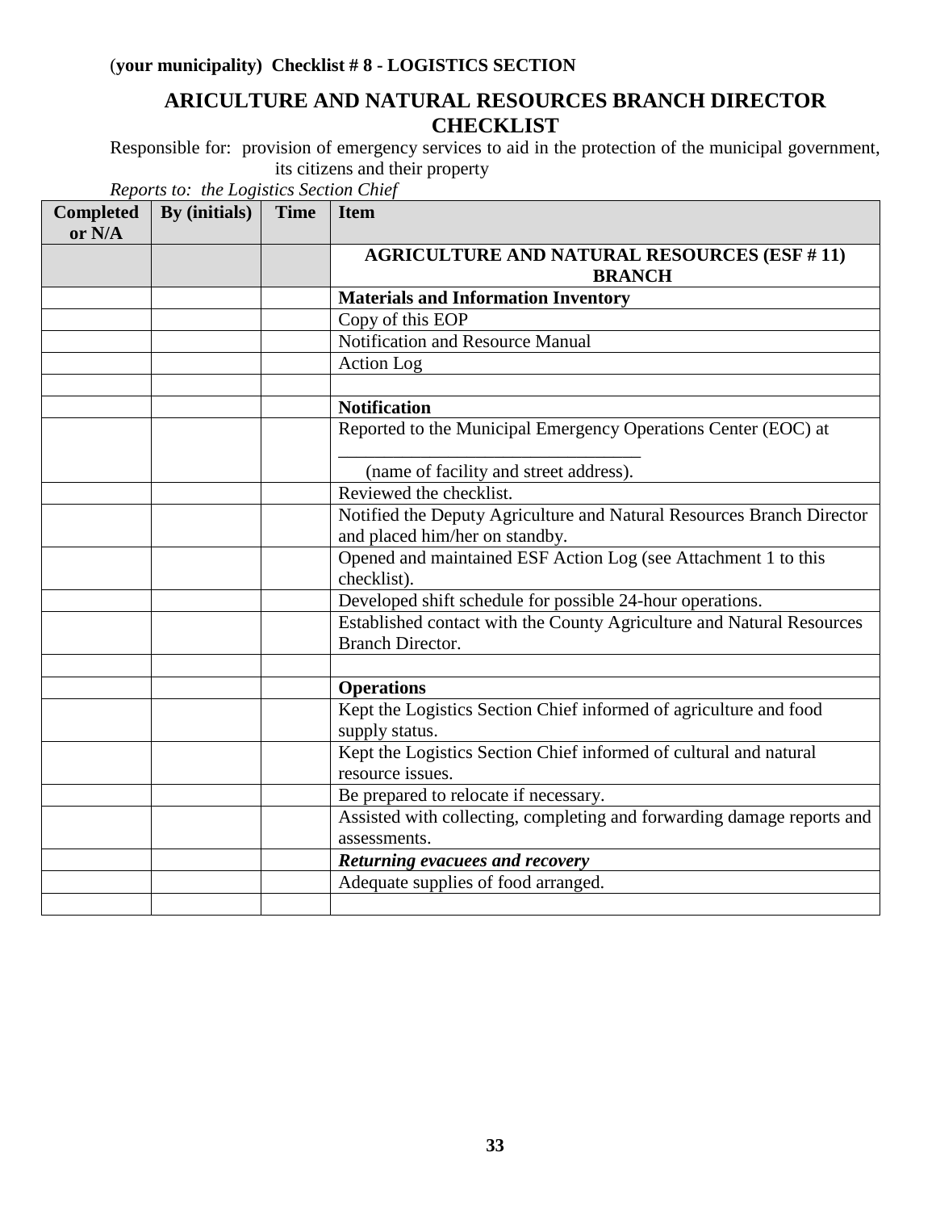(**your municipality) Checklist # 8 - LOGISTICS SECTION**

## ARICULTURE AND NATURAL RESOURCES BRANCH DIRECTOR CHECKLIST

Responsible for: provision of emergency services to aid in the protection of the municipal government, its citizens and their property

*Reports to: the Logistics Section Chief*

| Completed or N/A | By (initials) | Time | Item |
|---|---|---|---|
| | | | **AGRICULTURE AND NATURAL RESOURCES (ESF # 11) BRANCH** |
| | | | **Materials and Information Inventory** |
| | | | Copy of this EOP |
| | | | Notification and Resource Manual |
| | | | Action Log |
| | | | |
| | | | **Notification** |
| | | | Reported to the Municipal Emergency Operations Center (EOC) at _________________________________ (name of facility and street address). |
| | | | Reviewed the checklist. |
| | | | Notified the Deputy Agriculture and Natural Resources Branch Director and placed him/her on standby. |
| | | | Opened and maintained ESF Action Log (see Attachment 1 to this checklist). |
| | | | Developed shift schedule for possible 24-hour operations. |
| | | | Established contact with the County Agriculture and Natural Resources Branch Director. |
| | | | |
| | | | **Operations** |
| | | | Kept the Logistics Section Chief informed of agriculture and food supply status. |
| | | | Kept the Logistics Section Chief informed of cultural and natural resource issues. |
| | | | Be prepared to relocate if necessary. |
| | | | Assisted with collecting, completing and forwarding damage reports and assessments. |
| | | | ***Returning evacuees and recovery*** |
| | | | Adequate supplies of food arranged. |
| | | | |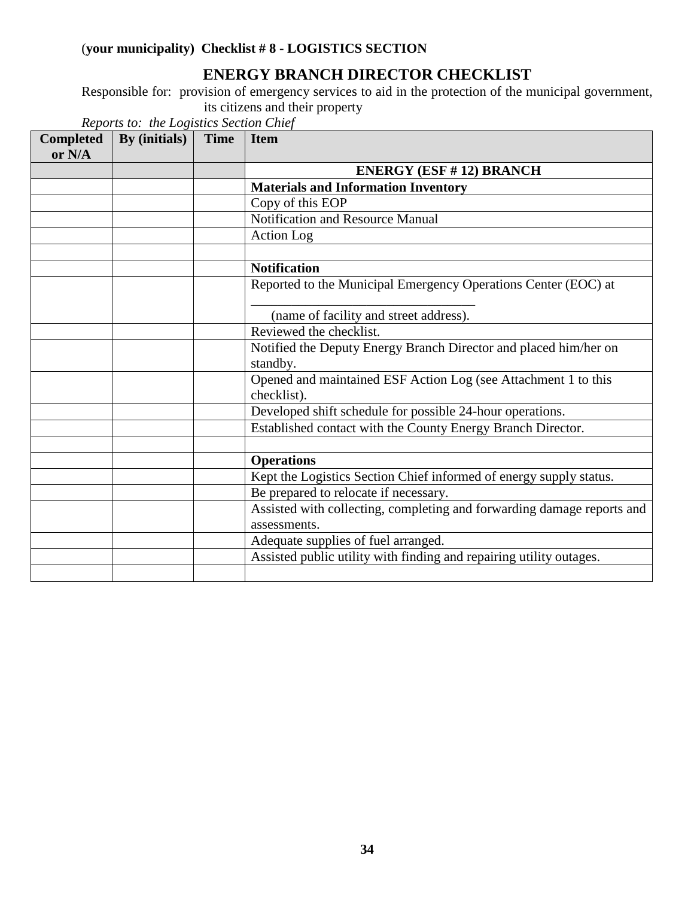(**your municipality) Checklist # 8 - LOGISTICS SECTION**

# ENERGY BRANCH DIRECTOR CHECKLIST

Responsible for: provision of emergency services to aid in the protection of the municipal government, its citizens and their property

*Reports to: the Logistics Section Chief*

| Completed or N/A | By (initials) | Time | Item |
|---|---|---|---|
| | | | **ENERGY (ESF # 12) BRANCH** |
| | | | **Materials and Information Inventory** |
| | | | Copy of this EOP |
| | | | Notification and Resource Manual |
| | | | Action Log |
| | | | |
| | | | **Notification** |
| | | | Reported to the Municipal Emergency Operations Center (EOC) at ________________________________ (name of facility and street address). |
| | | | Reviewed the checklist. |
| | | | Notified the Deputy Energy Branch Director and placed him/her on standby. |
| | | | Opened and maintained ESF Action Log (see Attachment 1 to this checklist). |
| | | | Developed shift schedule for possible 24-hour operations. |
| | | | Established contact with the County Energy Branch Director. |
| | | | |
| | | | **Operations** |
| | | | Kept the Logistics Section Chief informed of energy supply status. |
| | | | Be prepared to relocate if necessary. |
| | | | Assisted with collecting, completing and forwarding damage reports and assessments. |
| | | | Adequate supplies of fuel arranged. |
| | | | Assisted public utility with finding and repairing utility outages. |
| | | | |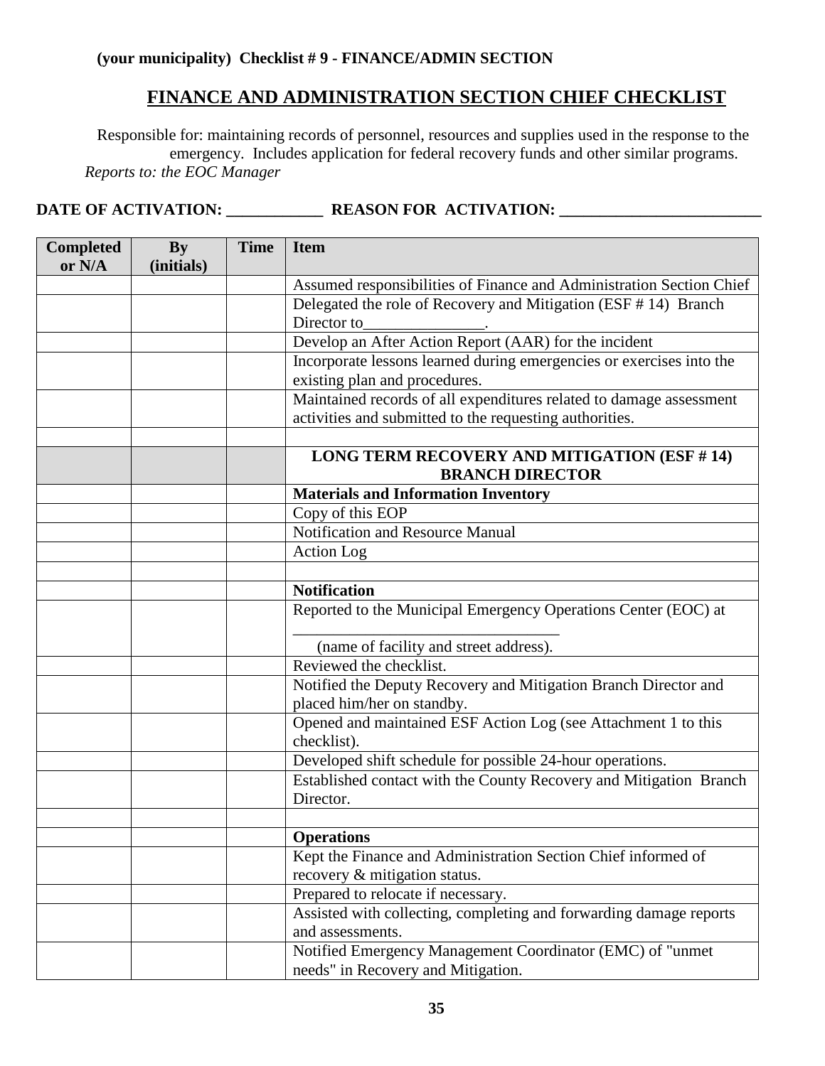**(your municipality) Checklist # 9 - FINANCE/ADMIN SECTION**

## FINANCE AND ADMINISTRATION SECTION CHIEF CHECKLIST

Responsible for: maintaining records of personnel, resources and supplies used in the response to the emergency. Includes application for federal recovery funds and other similar programs.

*Reports to: the EOC Manager*

**DATE OF ACTIVATION: ___________ REASON FOR ACTIVATION: ________________________**

| Completed or N/A | By (initials) | Time | Item |
|---|---|---|---|
| | | | Assumed responsibilities of Finance and Administration Section Chief |
| | | | Delegated the role of Recovery and Mitigation (ESF # 14) Branch Director to_______________. |
| | | | Develop an After Action Report (AAR) for the incident |
| | | | Incorporate lessons learned during emergencies or exercises into the existing plan and procedures. |
| | | | Maintained records of all expenditures related to damage assessment activities and submitted to the requesting authorities. |
| | | | |
| | | | **LONG TERM RECOVERY AND MITIGATION (ESF # 14) BRANCH DIRECTOR** |
| | | | **Materials and Information Inventory** |
| | | | Copy of this EOP |
| | | | Notification and Resource Manual |
| | | | Action Log |
| | | | |
| | | | **Notification** |
| | | | Reported to the Municipal Emergency Operations Center (EOC) at _________________________________ (name of facility and street address). |
| | | | Reviewed the checklist. |
| | | | Notified the Deputy Recovery and Mitigation Branch Director and placed him/her on standby. |
| | | | Opened and maintained ESF Action Log (see Attachment 1 to this checklist). |
| | | | Developed shift schedule for possible 24-hour operations. |
| | | | Established contact with the County Recovery and Mitigation Branch Director. |
| | | | |
| | | | **Operations** |
| | | | Kept the Finance and Administration Section Chief informed of recovery & mitigation status. |
| | | | Prepared to relocate if necessary. |
| | | | Assisted with collecting, completing and forwarding damage reports and assessments. |
| | | | Notified Emergency Management Coordinator (EMC) of "unmet needs" in Recovery and Mitigation. |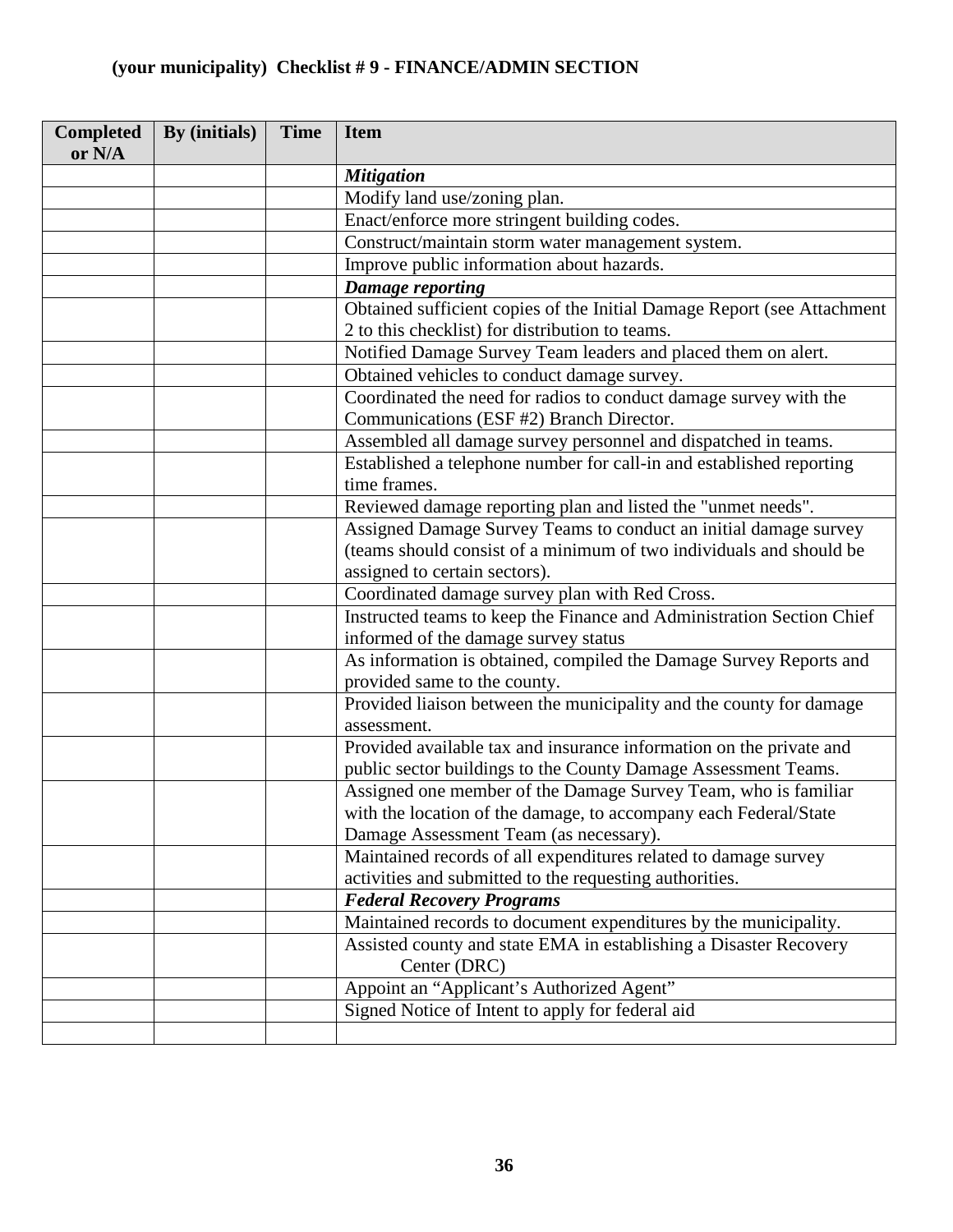**(your municipality) Checklist # 9 - FINANCE/ADMIN SECTION**

| Completed or N/A | By (initials) | Time | Item |
|---|---|---|---|
| | | | ***Mitigation*** |
| | | | Modify land use/zoning plan. |
| | | | Enact/enforce more stringent building codes. |
| | | | Construct/maintain storm water management system. |
| | | | Improve public information about hazards. |
| | | | ***Damage reporting*** |
| | | | Obtained sufficient copies of the Initial Damage Report (see Attachment 2 to this checklist) for distribution to teams. |
| | | | Notified Damage Survey Team leaders and placed them on alert. |
| | | | Obtained vehicles to conduct damage survey. |
| | | | Coordinated the need for radios to conduct damage survey with the Communications (ESF #2) Branch Director. |
| | | | Assembled all damage survey personnel and dispatched in teams. |
| | | | Established a telephone number for call-in and established reporting time frames. |
| | | | Reviewed damage reporting plan and listed the "unmet needs". |
| | | | Assigned Damage Survey Teams to conduct an initial damage survey (teams should consist of a minimum of two individuals and should be assigned to certain sectors). |
| | | | Coordinated damage survey plan with Red Cross. |
| | | | Instructed teams to keep the Finance and Administration Section Chief informed of the damage survey status |
| | | | As information is obtained, compiled the Damage Survey Reports and provided same to the county. |
| | | | Provided liaison between the municipality and the county for damage assessment. |
| | | | Provided available tax and insurance information on the private and public sector buildings to the County Damage Assessment Teams. |
| | | | Assigned one member of the Damage Survey Team, who is familiar with the location of the damage, to accompany each Federal/State Damage Assessment Team (as necessary). |
| | | | Maintained records of all expenditures related to damage survey activities and submitted to the requesting authorities. |
| | | | ***Federal Recovery Programs*** |
| | | | Maintained records to document expenditures by the municipality. |
| | | | Assisted county and state EMA in establishing a Disaster Recovery Center (DRC) |
| | | | Appoint an "Applicant's Authorized Agent" |
| | | | Signed Notice of Intent to apply for federal aid |
| | | | |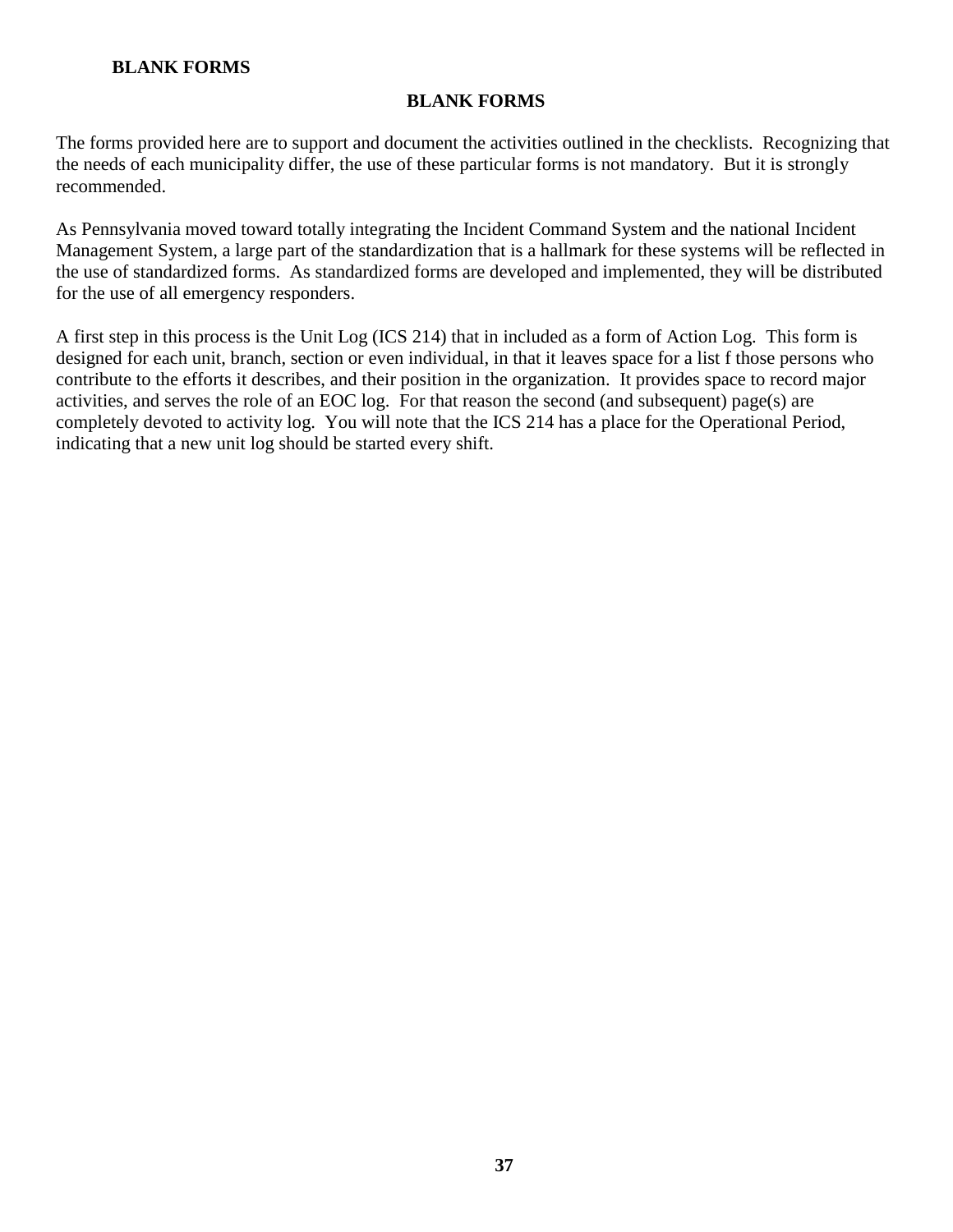**BLANK FORMS**

## BLANK FORMS

The forms provided here are to support and document the activities outlined in the checklists. Recognizing that the needs of each municipality differ, the use of these particular forms is not mandatory. But it is strongly recommended.

As Pennsylvania moved toward totally integrating the Incident Command System and the national Incident Management System, a large part of the standardization that is a hallmark for these systems will be reflected in the use of standardized forms. As standardized forms are developed and implemented, they will be distributed for the use of all emergency responders.

A first step in this process is the Unit Log (ICS 214) that in included as a form of Action Log. This form is designed for each unit, branch, section or even individual, in that it leaves space for a list f those persons who contribute to the efforts it describes, and their position in the organization. It provides space to record major activities, and serves the role of an EOC log. For that reason the second (and subsequent) page(s) are completely devoted to activity log. You will note that the ICS 214 has a place for the Operational Period, indicating that a new unit log should be started every shift.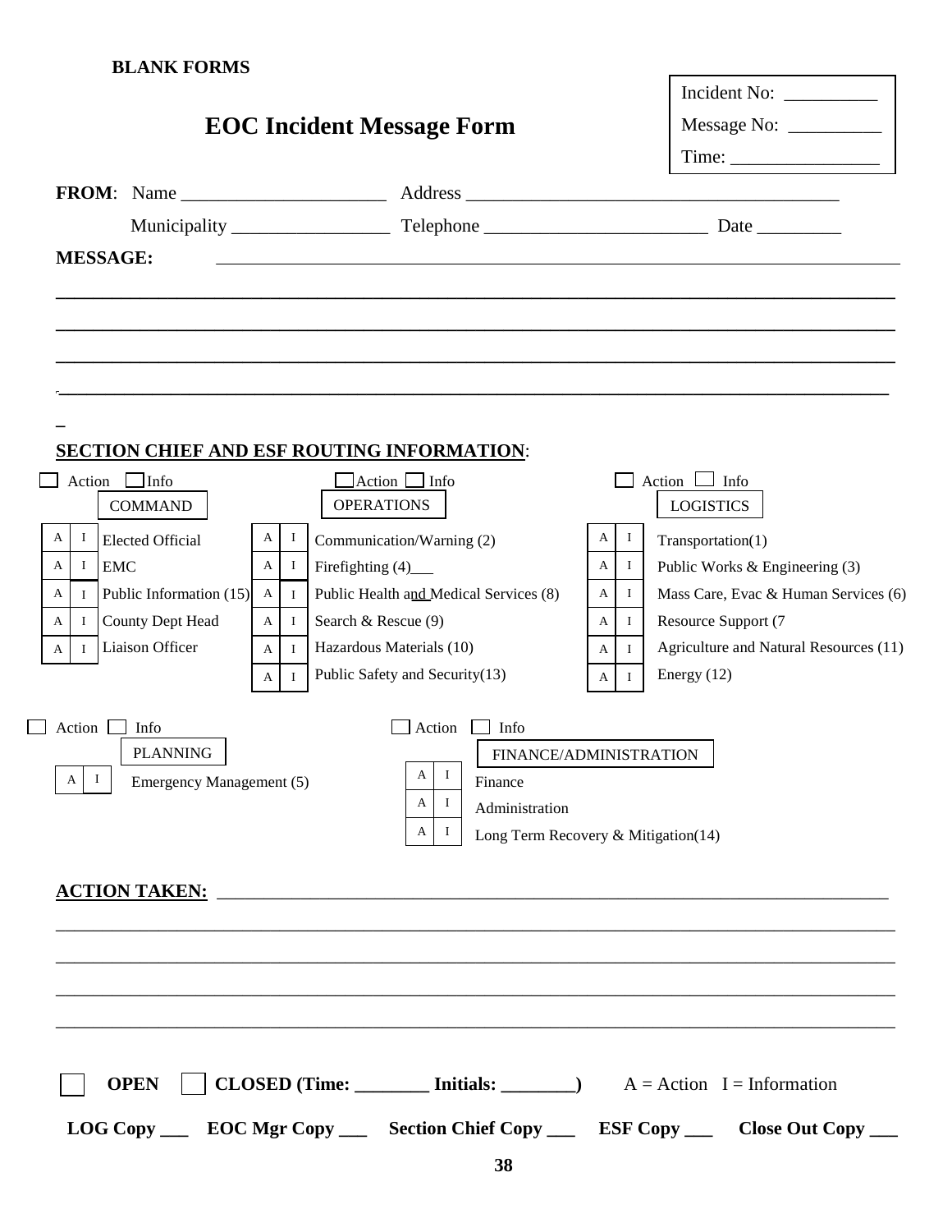**BLANK FORMS**

# EOC Incident Message Form

Incident No: __________

Message No: __________

Time: ________________

**FROM**: Name ______________________ Address ________________________________________

Municipality _________________ Telephone ________________________ Date _________

**MESSAGE:** ____________________________________________________________________________

________________________________________________________________________________________

________________________________________________________________________________________

________________________________________________________________________________________

________________________________________________________________________________________

**SECTION CHIEF AND ESF ROUTING INFORMATION**:

☐ Action ☐ Info — COMMAND

| A | I | |
|---|---|---|
| A | I | Elected Official |
| A | I | EMC |
| A | I | Public Information (15) |
| A | I | County Dept Head |
| A | I | Liaison Officer |

☐ Action ☐ Info — OPERATIONS

| A | I | |
|---|---|---|
| A | I | Communication/Warning (2) |
| A | I | Firefighting (4)___ |
| A | I | Public Health and Medical Services (8) |
| A | I | Search & Rescue (9) |
| A | I | Hazardous Materials (10) |
| A | I | Public Safety and Security(13) |

☐ Action ☐ Info — LOGISTICS

| A | I | |
|---|---|---|
| A | I | Transportation(1) |
| A | I | Public Works & Engineering (3) |
| A | I | Mass Care, Evac & Human Services (6) |
| A | I | Resource Support (7 |
| A | I | Agriculture and Natural Resources (11) |
| A | I | Energy (12) |

☐ Action ☐ Info — PLANNING

| A | I | |
|---|---|---|
| A | I | Emergency Management (5) |

☐ Action ☐ Info — FINANCE/ADMINISTRATION

| A | I | |
|---|---|---|
| A | I | Finance |
| A | I | Administration |
| A | I | Long Term Recovery & Mitigation(14) |

**ACTION TAKEN:** ______________________________________________________________________

________________________________________________________________________________________

________________________________________________________________________________________

________________________________________________________________________________________

________________________________________________________________________________________

☐ **OPEN** ☐ **CLOSED (Time: ________ Initials: ________)** A = Action I = Information

**LOG Copy ___ EOC Mgr Copy ___ Section Chief Copy ___ ESF Copy ___ Close Out Copy ___**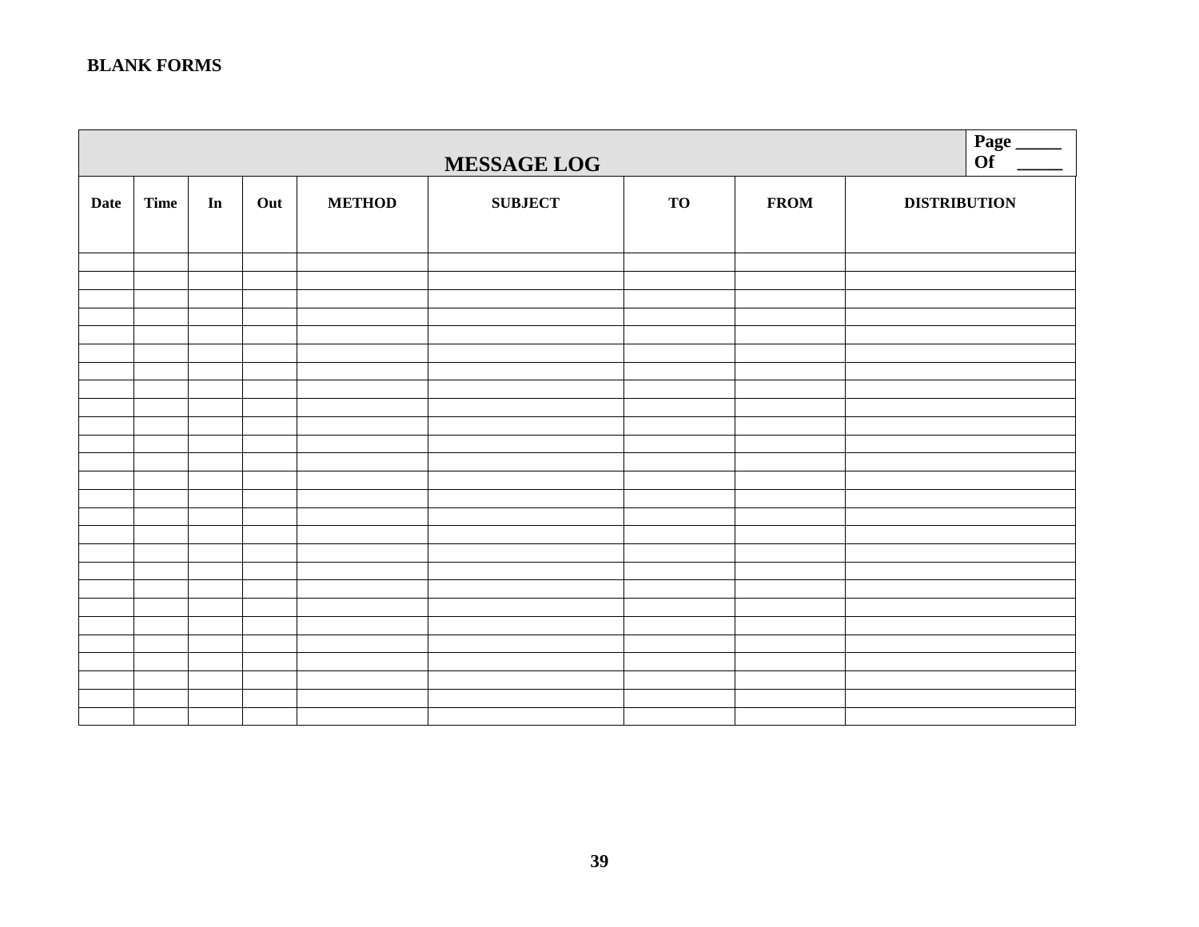**BLANK FORMS**

| MESSAGE LOG | | | | | | | | Page _____ Of _____ |
|---|---|---|---|---|---|---|---|---|
| **Date** | **Time** | **In** | **Out** | **METHOD** | **SUBJECT** | **TO** | **FROM** | **DISTRIBUTION** |
| | | | | | | | | |
| | | | | | | | | |
| | | | | | | | | |
| | | | | | | | | |
| | | | | | | | | |
| | | | | | | | | |
| | | | | | | | | |
| | | | | | | | | |
| | | | | | | | | |
| | | | | | | | | |
| | | | | | | | | |
| | | | | | | | | |
| | | | | | | | | |
| | | | | | | | | |
| | | | | | | | | |
| | | | | | | | | |
| | | | | | | | | |
| | | | | | | | | |
| | | | | | | | | |
| | | | | | | | | |
| | | | | | | | | |
| | | | | | | | | |
| | | | | | | | | |
| | | | | | | | | |
| | | | | | | | | |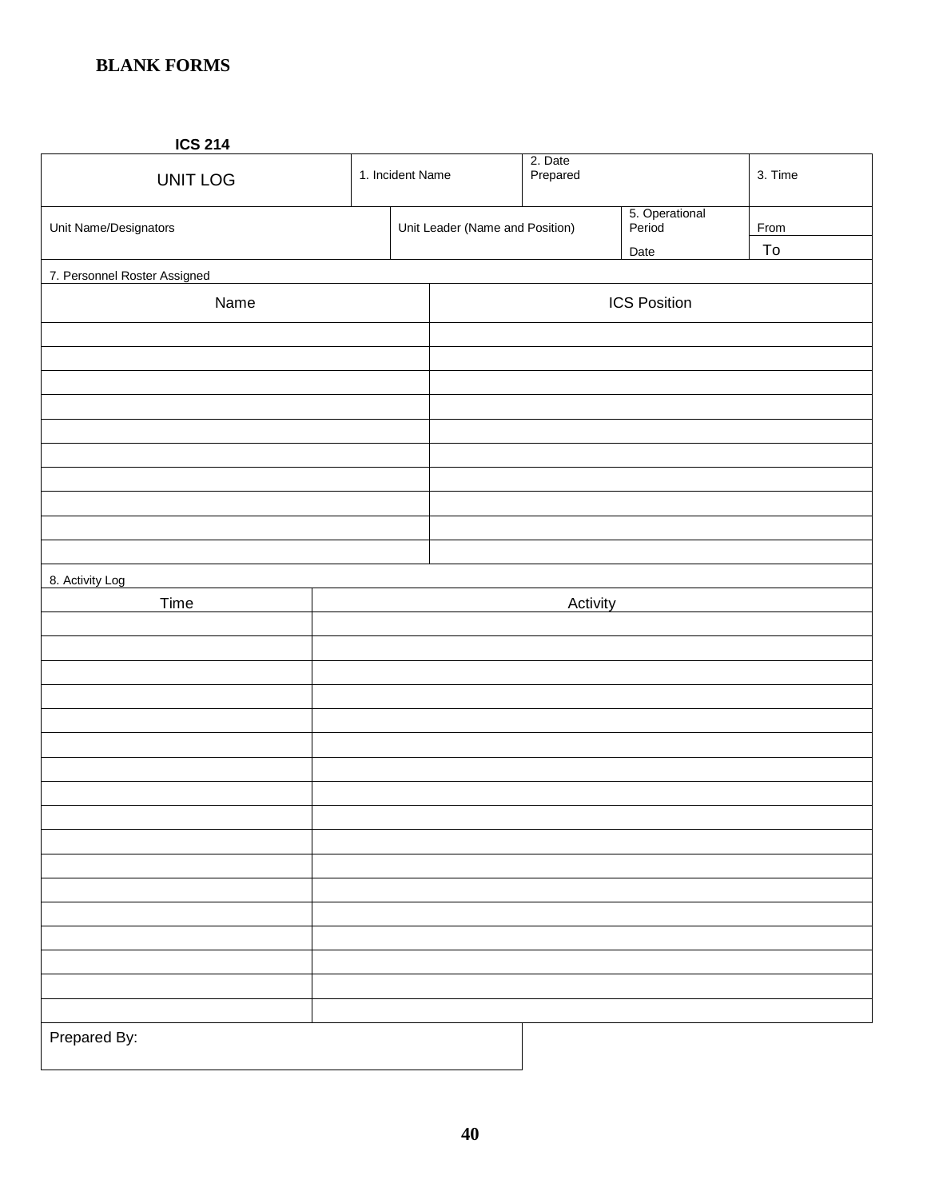# BLANK FORMS

**ICS 214**

| UNIT LOG | 1. Incident Name | 2. Date Prepared | 3. Time |
|---|---|---|---|

| Unit Name/Designators | Unit Leader (Name and Position) | 5. Operational Period Date | From To |
|---|---|---|---|

7. Personnel Roster Assigned

| Name | ICS Position |
|---|---|
| | |
| | |
| | |
| | |
| | |
| | |
| | |
| | |
| | |
| | |

8. Activity Log

| Time | Activity |
|---|---|
| | |
| | |
| | |
| | |
| | |
| | |
| | |
| | |
| | |
| | |
| | |
| | |
| | |
| | |
| | |
| | |
| | |

Prepared By: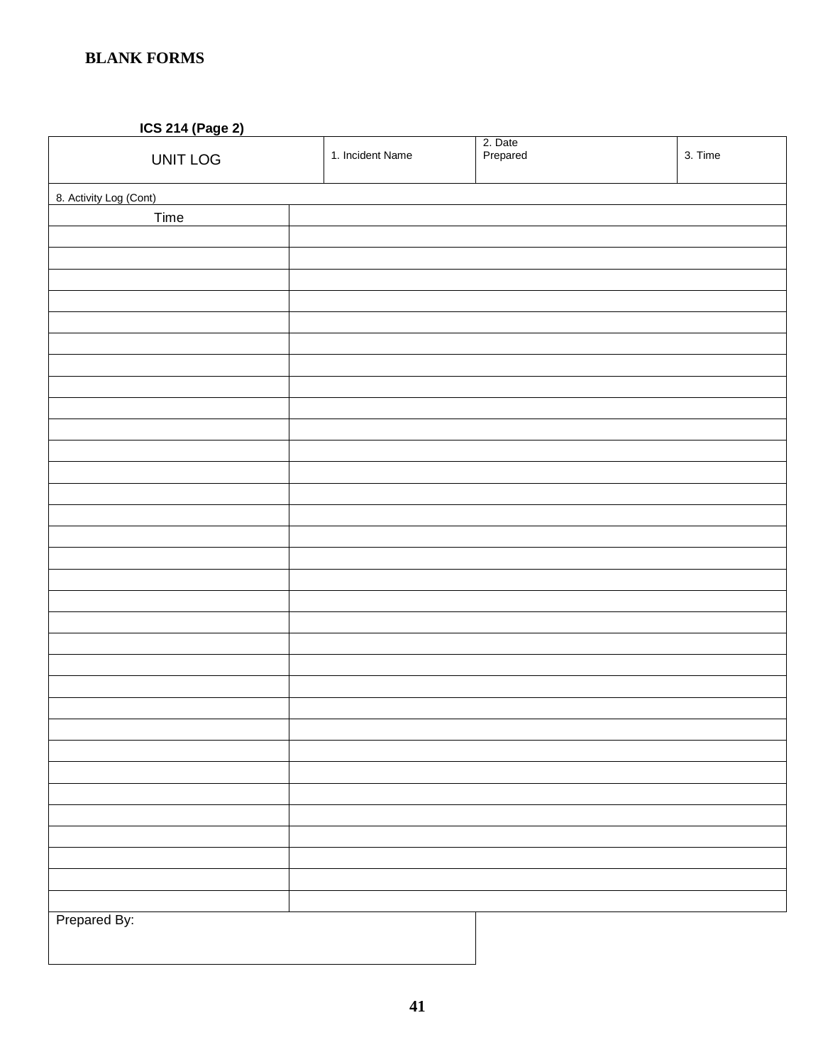**BLANK FORMS**

**ICS 214 (Page 2)**

| UNIT LOG | 1. Incident Name | 2. Date Prepared | 3. Time |
|---|---|---|---|

8. Activity Log (Cont)

| Time | |
|---|---|
| | |
| | |
| | |
| | |
| | |
| | |
| | |
| | |
| | |
| | |
| | |
| | |
| | |
| | |
| | |
| | |
| | |
| | |
| | |
| | |
| | |
| | |
| | |
| | |
| | |
| | |
| | |
| | |
| | |
| | |
| | |
| | |
| | |

Prepared By: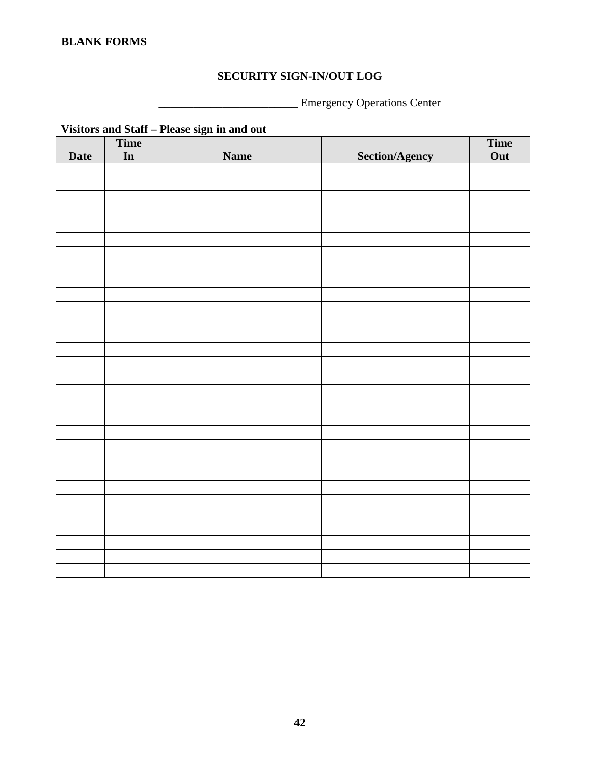**BLANK FORMS**

## SECURITY SIGN-IN/OUT LOG

________________________ Emergency Operations Center

**Visitors and Staff – Please sign in and out**

| Date | Time In | Name | Section/Agency | Time Out |
|---|---|---|---|---|
| | | | | |
| | | | | |
| | | | | |
| | | | | |
| | | | | |
| | | | | |
| | | | | |
| | | | | |
| | | | | |
| | | | | |
| | | | | |
| | | | | |
| | | | | |
| | | | | |
| | | | | |
| | | | | |
| | | | | |
| | | | | |
| | | | | |
| | | | | |
| | | | | |
| | | | | |
| | | | | |
| | | | | |
| | | | | |
| | | | | |
| | | | | |
| | | | | |
| | | | | |
| | | | | |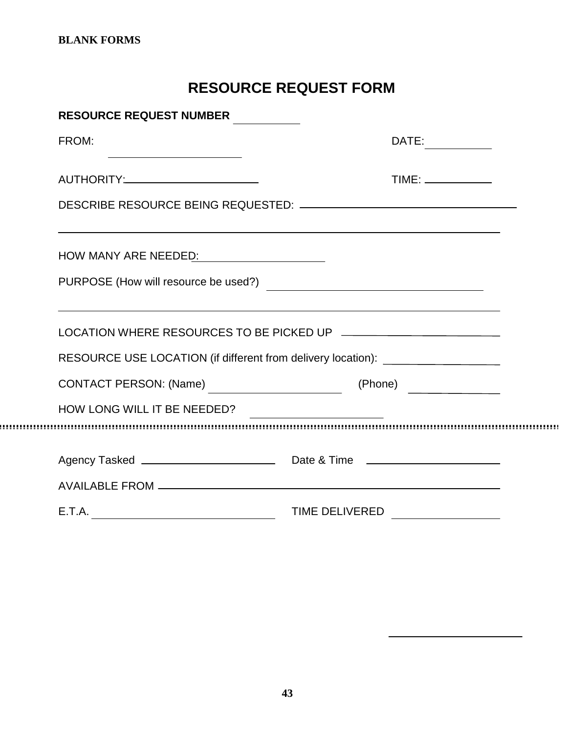**BLANK FORMS**

# RESOURCE REQUEST FORM

**RESOURCE REQUEST NUMBER** ____________

FROM: ________________________ DATE: ____________

AUTHORITY: ________________________ TIME: ____________

DESCRIBE RESOURCE BEING REQUESTED: ________________________________________

________________________________________________________________________________

HOW MANY ARE NEEDED: ________________________

PURPOSE (How will resource be used?) ________________________________________

________________________________________________________________________________

LOCATION WHERE RESOURCES TO BE PICKED UP ____________________________

RESOURCE USE LOCATION (if different from delivery location): ____________________

CONTACT PERSON: (Name) ________________________ (Phone) ________________

HOW LONG WILL IT BE NEEDED? ________________________

---

Agency Tasked ________________________ Date & Time ________________________

AVAILABLE FROM ________________________________________________________________

E.T.A. ________________________________ TIME DELIVERED ____________________

________________________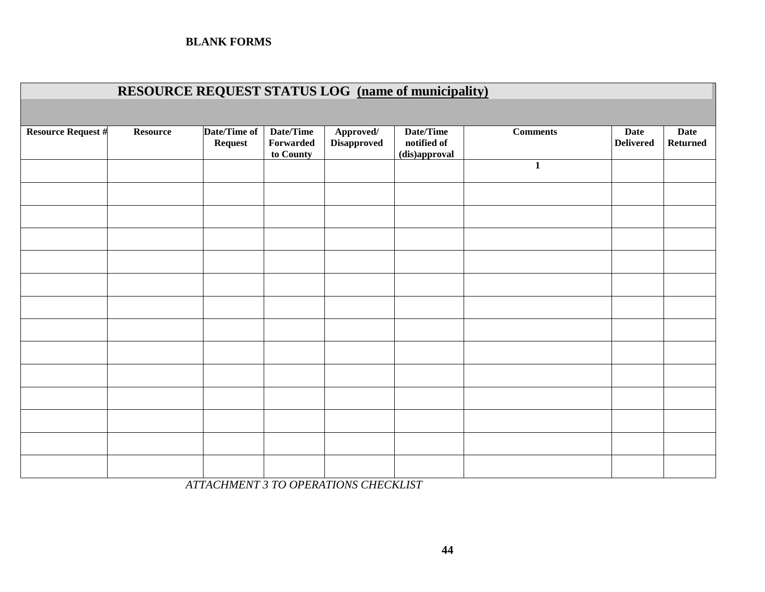**BLANK FORMS**

| RESOURCE REQUEST STATUS LOG (name of municipality) | | | | | | | | |
|---|---|---|---|---|---|---|---|---|
| **Resource Request #** | **Resource** | **Date/Time of Request** | **Date/Time Forwarded to County** | **Approved/ Disapproved** | **Date/Time notified of (dis)approval** | **Comments** | **Date Delivered** | **Date Returned** |
| | | | | | | 1 | | |
| | | | | | | | | |
| | | | | | | | | |
| | | | | | | | | |
| | | | | | | | | |
| | | | | | | | | |
| | | | | | | | | |
| | | | | | | | | |
| | | | | | | | | |
| | | | | | | | | |
| | | | | | | | | |
| | | | | | | | | |
| | | | | | | | | |
| | | | | | | | | |

*ATTACHMENT 3 TO OPERATIONS CHECKLIST*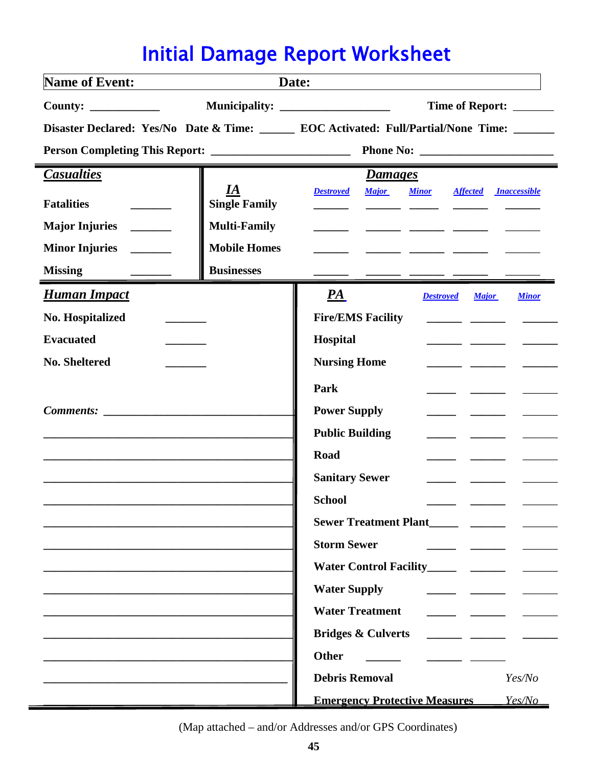# Initial Damage Report Worksheet

**Name of Event:** **Date:**

**County:** ___________ **Municipality:** __________________ **Time of Report:** _______

**Disaster Declared: Yes/No Date & Time:** ______ **EOC Activated: Full/Partial/None Time:** _______

**Person Completing This Report:** _______________________ **Phone No:** _____________________

| ***Casualties*** | |
|---|---|
| **Fatalities** | _______ |
| **Major Injuries** | _______ |
| **Minor Injuries** | _______ |
| **Missing** | _______ |

***Damages***

| ***IA*** | ***Destroyed*** | ***Major*** | ***Minor*** | ***Affected*** | ***Inaccessible*** |
|---|---|---|---|---|---|
| **Single Family** | ______ | ______ | ______ | ______ | ______ |
| **Multi-Family** | ______ | ______ | ______ | ______ | ______ |
| **Mobile Homes** | ______ | ______ | ______ | ______ | ______ |
| **Businesses** | ______ | ______ | ______ | ______ | ______ |

| ***Human Impact*** | |
|---|---|
| **No. Hospitalized** | _______ |
| **Evacuated** | _______ |
| **No. Sheltered** | _______ |

***Comments:*** ________________________________

________________________________________

________________________________________

________________________________________

________________________________________

________________________________________

________________________________________

________________________________________

________________________________________

________________________________________

________________________________________

________________________________________

________________________________________

| ***PA*** | ***Destroyed*** | ***Major*** | ***Minor*** |
|---|---|---|---|
| **Fire/EMS Facility** | ______ | ______ | ______ |
| **Hospital** | ______ | ______ | ______ |
| **Nursing Home** | ______ | ______ | ______ |
| **Park** | ______ | ______ | ______ |
| **Power Supply** | ______ | ______ | ______ |
| **Public Building** | ______ | ______ | ______ |
| **Road** | ______ | ______ | ______ |
| **Sanitary Sewer** | ______ | ______ | ______ |
| **School** | ______ | ______ | ______ |
| **Sewer Treatment Plant** | ______ | ______ | ______ |
| **Storm Sewer** | ______ | ______ | ______ |
| **Water Control Facility** | ______ | ______ | ______ |
| **Water Supply** | ______ | ______ | ______ |
| **Water Treatment** | ______ | ______ | ______ |
| **Bridges & Culverts** | ______ | ______ | ______ |
| **Other** ______ | ______ | ______ | |
| **Debris Removal** | | | *Yes/No* |
| **Emergency Protective Measures** | | | *Yes/No* |

(Map attached – and/or Addresses and/or GPS Coordinates)